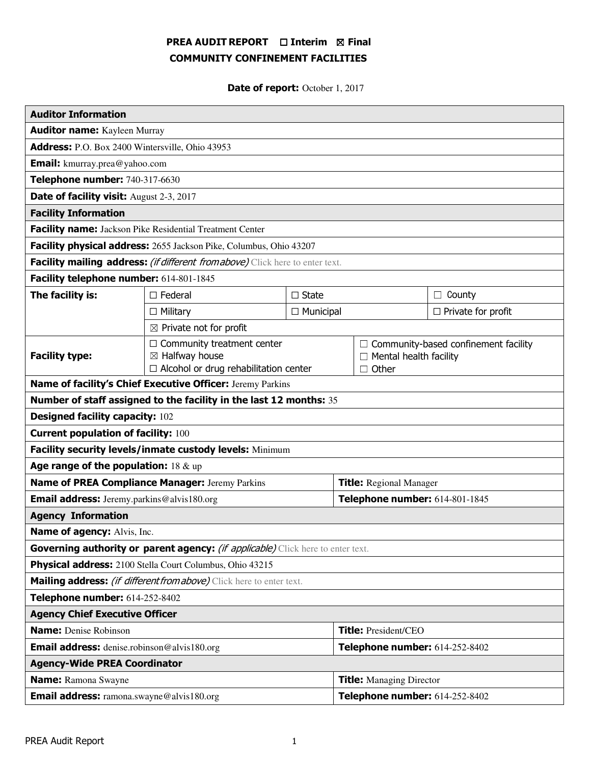**PREA AUDIT REPORT ☐ Interim ☒ Final**

**COMMUNITY CONFINEMENT FACILITIES**

**Date of report:** October 1, 2017

| **Auditor Information** | | | |
|---|---|---|---|
| **Auditor name:** Kayleen Murray | | | |
| **Address:** P.O. Box 2400 Wintersville, Ohio 43953 | | | |
| **Email:** kmurray.prea@yahoo.com | | | |
| **Telephone number:** 740-317-6630 | | | |
| **Date of facility visit:** August 2-3, 2017 | | | |
| **Facility Information** | | | |
| **Facility name:** Jackson Pike Residential Treatment Center | | | |
| **Facility physical address:** 2655 Jackson Pike, Columbus, Ohio 43207 | | | |
| **Facility mailing address:** *(if different from above)* Click here to enter text. | | | |
| **Facility telephone number:** 614-801-1845 | | | |
| **The facility is:** | ☐ Federal | ☐ State | ☐ County |
| | ☐ Military | ☐ Municipal | ☐ Private for profit |
| | ☒ Private not for profit | | |
| **Facility type:** | ☐ Community treatment center<br>☒ Halfway house<br>☐ Alcohol or drug rehabilitation center | ☐ Community-based confinement facility<br>☐ Mental health facility<br>☐ Other | |
| **Name of facility's Chief Executive Officer:** Jeremy Parkins | | | |
| **Number of staff assigned to the facility in the last 12 months:** 35 | | | |
| **Designed facility capacity:** 102 | | | |
| **Current population of facility:** 100 | | | |
| **Facility security levels/inmate custody levels:** Minimum | | | |
| **Age range of the population:** 18 & up | | | |
| **Name of PREA Compliance Manager:** Jeremy Parkins | | **Title:** Regional Manager | |
| **Email address:** Jeremy.parkins@alvis180.org | | **Telephone number:** 614-801-1845 | |
| **Agency Information** | | | |
| **Name of agency:** Alvis, Inc. | | | |
| **Governing authority or parent agency:** *(if applicable)* Click here to enter text. | | | |
| **Physical address:** 2100 Stella Court Columbus, Ohio 43215 | | | |
| **Mailing address:** *(if different from above)* Click here to enter text. | | | |
| **Telephone number:** 614-252-8402 | | | |
| **Agency Chief Executive Officer** | | | |
| **Name:** Denise Robinson | | **Title:** President/CEO | |
| **Email address:** denise.robinson@alvis180.org | | **Telephone number:** 614-252-8402 | |
| **Agency-Wide PREA Coordinator** | | | |
| **Name:** Ramona Swayne | | **Title:** Managing Director | |
| **Email address:** ramona.swayne@alvis180.org | | **Telephone number:** 614-252-8402 | |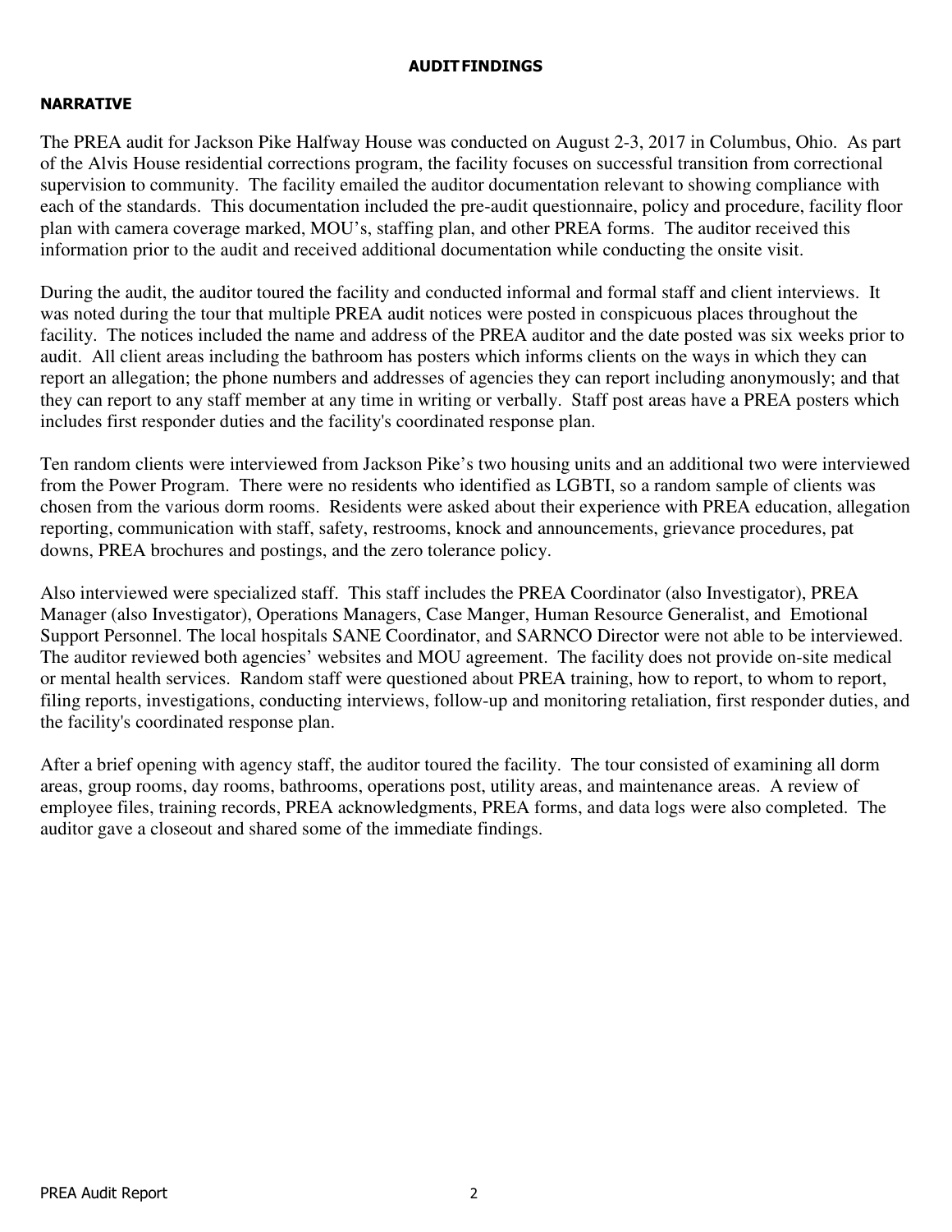## AUDIT FINDINGS

### NARRATIVE

The PREA audit for Jackson Pike Halfway House was conducted on August 2-3, 2017 in Columbus, Ohio. As part of the Alvis House residential corrections program, the facility focuses on successful transition from correctional supervision to community. The facility emailed the auditor documentation relevant to showing compliance with each of the standards. This documentation included the pre-audit questionnaire, policy and procedure, facility floor plan with camera coverage marked, MOU's, staffing plan, and other PREA forms. The auditor received this information prior to the audit and received additional documentation while conducting the onsite visit.

During the audit, the auditor toured the facility and conducted informal and formal staff and client interviews. It was noted during the tour that multiple PREA audit notices were posted in conspicuous places throughout the facility. The notices included the name and address of the PREA auditor and the date posted was six weeks prior to audit. All client areas including the bathroom has posters which informs clients on the ways in which they can report an allegation; the phone numbers and addresses of agencies they can report including anonymously; and that they can report to any staff member at any time in writing or verbally. Staff post areas have a PREA posters which includes first responder duties and the facility's coordinated response plan.

Ten random clients were interviewed from Jackson Pike's two housing units and an additional two were interviewed from the Power Program. There were no residents who identified as LGBTI, so a random sample of clients was chosen from the various dorm rooms. Residents were asked about their experience with PREA education, allegation reporting, communication with staff, safety, restrooms, knock and announcements, grievance procedures, pat downs, PREA brochures and postings, and the zero tolerance policy.

Also interviewed were specialized staff. This staff includes the PREA Coordinator (also Investigator), PREA Manager (also Investigator), Operations Managers, Case Manger, Human Resource Generalist, and Emotional Support Personnel. The local hospitals SANE Coordinator, and SARNCO Director were not able to be interviewed. The auditor reviewed both agencies' websites and MOU agreement. The facility does not provide on-site medical or mental health services. Random staff were questioned about PREA training, how to report, to whom to report, filing reports, investigations, conducting interviews, follow-up and monitoring retaliation, first responder duties, and the facility's coordinated response plan.

After a brief opening with agency staff, the auditor toured the facility. The tour consisted of examining all dorm areas, group rooms, day rooms, bathrooms, operations post, utility areas, and maintenance areas. A review of employee files, training records, PREA acknowledgments, PREA forms, and data logs were also completed. The auditor gave a closeout and shared some of the immediate findings.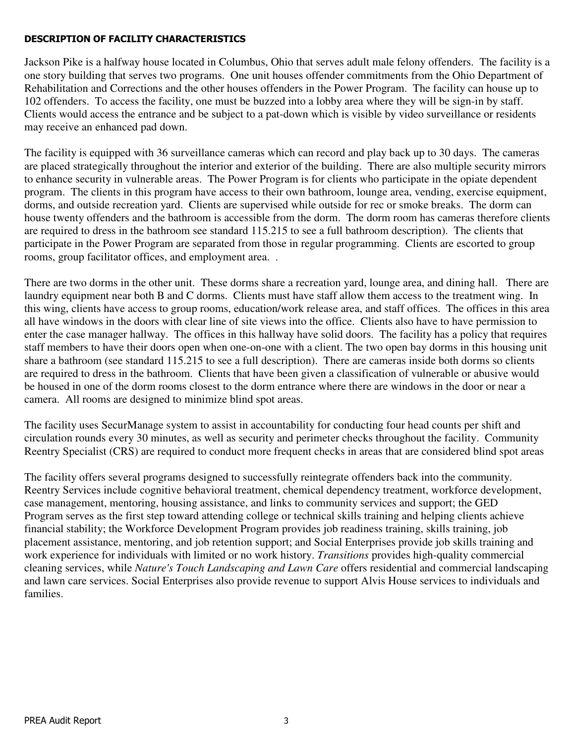## DESCRIPTION OF FACILITY CHARACTERISTICS

Jackson Pike is a halfway house located in Columbus, Ohio that serves adult male felony offenders. The facility is a one story building that serves two programs. One unit houses offender commitments from the Ohio Department of Rehabilitation and Corrections and the other houses offenders in the Power Program. The facility can house up to 102 offenders. To access the facility, one must be buzzed into a lobby area where they will be sign-in by staff. Clients would access the entrance and be subject to a pat-down which is visible by video surveillance or residents may receive an enhanced pad down.

The facility is equipped with 36 surveillance cameras which can record and play back up to 30 days. The cameras are placed strategically throughout the interior and exterior of the building. There are also multiple security mirrors to enhance security in vulnerable areas. The Power Program is for clients who participate in the opiate dependent program. The clients in this program have access to their own bathroom, lounge area, vending, exercise equipment, dorms, and outside recreation yard. Clients are supervised while outside for rec or smoke breaks. The dorm can house twenty offenders and the bathroom is accessible from the dorm. The dorm room has cameras therefore clients are required to dress in the bathroom see standard 115.215 to see a full bathroom description). The clients that participate in the Power Program are separated from those in regular programming. Clients are escorted to group rooms, group facilitator offices, and employment area. .

There are two dorms in the other unit. These dorms share a recreation yard, lounge area, and dining hall. There are laundry equipment near both B and C dorms. Clients must have staff allow them access to the treatment wing. In this wing, clients have access to group rooms, education/work release area, and staff offices. The offices in this area all have windows in the doors with clear line of site views into the office. Clients also have to have permission to enter the case manager hallway. The offices in this hallway have solid doors. The facility has a policy that requires staff members to have their doors open when one-on-one with a client. The two open bay dorms in this housing unit share a bathroom (see standard 115.215 to see a full description). There are cameras inside both dorms so clients are required to dress in the bathroom. Clients that have been given a classification of vulnerable or abusive would be housed in one of the dorm rooms closest to the dorm entrance where there are windows in the door or near a camera. All rooms are designed to minimize blind spot areas.

The facility uses SecurManage system to assist in accountability for conducting four head counts per shift and circulation rounds every 30 minutes, as well as security and perimeter checks throughout the facility. Community Reentry Specialist (CRS) are required to conduct more frequent checks in areas that are considered blind spot areas

The facility offers several programs designed to successfully reintegrate offenders back into the community. Reentry Services include cognitive behavioral treatment, chemical dependency treatment, workforce development, case management, mentoring, housing assistance, and links to community services and support; the GED Program serves as the first step toward attending college or technical skills training and helping clients achieve financial stability; the Workforce Development Program provides job readiness training, skills training, job placement assistance, mentoring, and job retention support; and Social Enterprises provide job skills training and work experience for individuals with limited or no work history. *Transitions* provides high-quality commercial cleaning services, while *Nature's Touch Landscaping and Lawn Care* offers residential and commercial landscaping and lawn care services. Social Enterprises also provide revenue to support Alvis House services to individuals and families.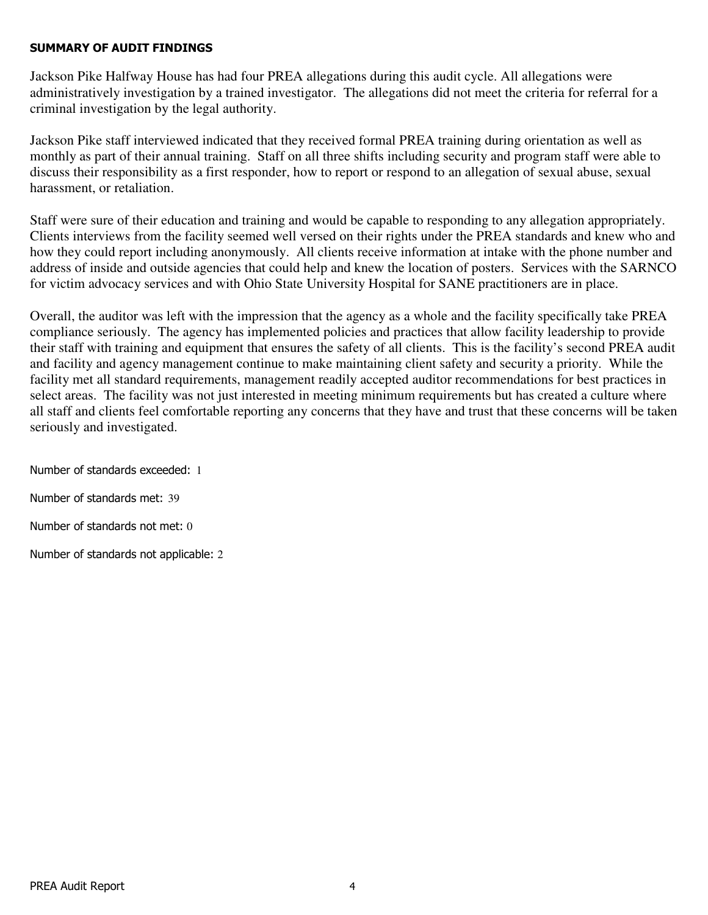## SUMMARY OF AUDIT FINDINGS

Jackson Pike Halfway House has had four PREA allegations during this audit cycle. All allegations were administratively investigation by a trained investigator. The allegations did not meet the criteria for referral for a criminal investigation by the legal authority.

Jackson Pike staff interviewed indicated that they received formal PREA training during orientation as well as monthly as part of their annual training. Staff on all three shifts including security and program staff were able to discuss their responsibility as a first responder, how to report or respond to an allegation of sexual abuse, sexual harassment, or retaliation.

Staff were sure of their education and training and would be capable to responding to any allegation appropriately. Clients interviews from the facility seemed well versed on their rights under the PREA standards and knew who and how they could report including anonymously. All clients receive information at intake with the phone number and address of inside and outside agencies that could help and knew the location of posters. Services with the SARNCO for victim advocacy services and with Ohio State University Hospital for SANE practitioners are in place.

Overall, the auditor was left with the impression that the agency as a whole and the facility specifically take PREA compliance seriously. The agency has implemented policies and practices that allow facility leadership to provide their staff with training and equipment that ensures the safety of all clients. This is the facility's second PREA audit and facility and agency management continue to make maintaining client safety and security a priority. While the facility met all standard requirements, management readily accepted auditor recommendations for best practices in select areas. The facility was not just interested in meeting minimum requirements but has created a culture where all staff and clients feel comfortable reporting any concerns that they have and trust that these concerns will be taken seriously and investigated.

Number of standards exceeded: 1

Number of standards met: 39

Number of standards not met: 0

Number of standards not applicable: 2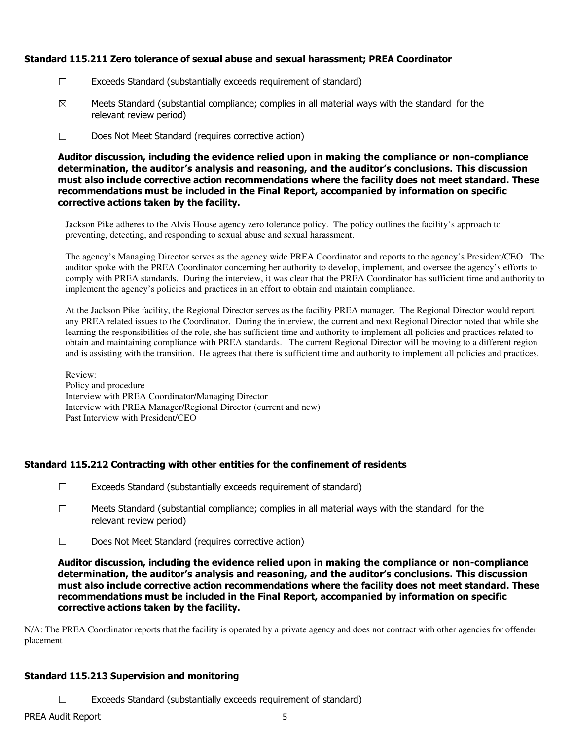### Standard 115.211 Zero tolerance of sexual abuse and sexual harassment; PREA Coordinator

☐ Exceeds Standard (substantially exceeds requirement of standard)

☒ Meets Standard (substantial compliance; complies in all material ways with the standard for the relevant review period)

☐ Does Not Meet Standard (requires corrective action)

**Auditor discussion, including the evidence relied upon in making the compliance or non-compliance determination, the auditor's analysis and reasoning, and the auditor's conclusions. This discussion must also include corrective action recommendations where the facility does not meet standard. These recommendations must be included in the Final Report, accompanied by information on specific corrective actions taken by the facility.**

Jackson Pike adheres to the Alvis House agency zero tolerance policy. The policy outlines the facility's approach to preventing, detecting, and responding to sexual abuse and sexual harassment.

The agency's Managing Director serves as the agency wide PREA Coordinator and reports to the agency's President/CEO. The auditor spoke with the PREA Coordinator concerning her authority to develop, implement, and oversee the agency's efforts to comply with PREA standards. During the interview, it was clear that the PREA Coordinator has sufficient time and authority to implement the agency's policies and practices in an effort to obtain and maintain compliance.

At the Jackson Pike facility, the Regional Director serves as the facility PREA manager. The Regional Director would report any PREA related issues to the Coordinator. During the interview, the current and next Regional Director noted that while she learning the responsibilities of the role, she has sufficient time and authority to implement all policies and practices related to obtain and maintaining compliance with PREA standards. The current Regional Director will be moving to a different region and is assisting with the transition. He agrees that there is sufficient time and authority to implement all policies and practices.

Review:
Policy and procedure
Interview with PREA Coordinator/Managing Director
Interview with PREA Manager/Regional Director (current and new)
Past Interview with President/CEO

### Standard 115.212 Contracting with other entities for the confinement of residents

☐ Exceeds Standard (substantially exceeds requirement of standard)

☐ Meets Standard (substantial compliance; complies in all material ways with the standard for the relevant review period)

☐ Does Not Meet Standard (requires corrective action)

**Auditor discussion, including the evidence relied upon in making the compliance or non-compliance determination, the auditor's analysis and reasoning, and the auditor's conclusions. This discussion must also include corrective action recommendations where the facility does not meet standard. These recommendations must be included in the Final Report, accompanied by information on specific corrective actions taken by the facility.**

N/A: The PREA Coordinator reports that the facility is operated by a private agency and does not contract with other agencies for offender placement

### Standard 115.213 Supervision and monitoring

☐ Exceeds Standard (substantially exceeds requirement of standard)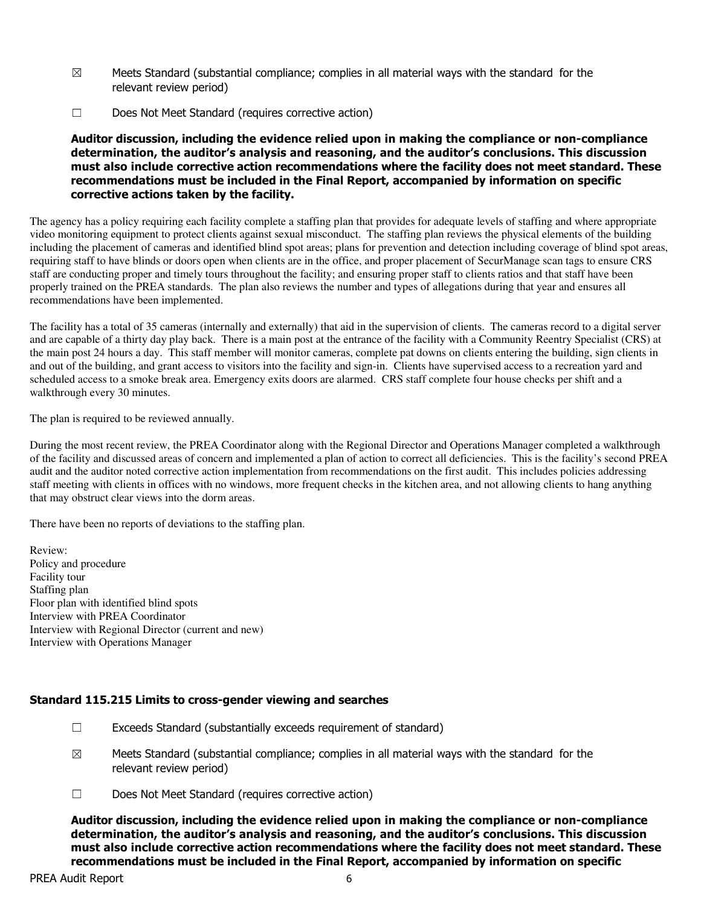☒ Meets Standard (substantial compliance; complies in all material ways with the standard for the relevant review period)

☐ Does Not Meet Standard (requires corrective action)

**Auditor discussion, including the evidence relied upon in making the compliance or non-compliance determination, the auditor's analysis and reasoning, and the auditor's conclusions. This discussion must also include corrective action recommendations where the facility does not meet standard. These recommendations must be included in the Final Report, accompanied by information on specific corrective actions taken by the facility.**

The agency has a policy requiring each facility complete a staffing plan that provides for adequate levels of staffing and where appropriate video monitoring equipment to protect clients against sexual misconduct. The staffing plan reviews the physical elements of the building including the placement of cameras and identified blind spot areas; plans for prevention and detection including coverage of blind spot areas, requiring staff to have blinds or doors open when clients are in the office, and proper placement of SecurManage scan tags to ensure CRS staff are conducting proper and timely tours throughout the facility; and ensuring proper staff to clients ratios and that staff have been properly trained on the PREA standards. The plan also reviews the number and types of allegations during that year and ensures all recommendations have been implemented.

The facility has a total of 35 cameras (internally and externally) that aid in the supervision of clients. The cameras record to a digital server and are capable of a thirty day play back. There is a main post at the entrance of the facility with a Community Reentry Specialist (CRS) at the main post 24 hours a day. This staff member will monitor cameras, complete pat downs on clients entering the building, sign clients in and out of the building, and grant access to visitors into the facility and sign-in. Clients have supervised access to a recreation yard and scheduled access to a smoke break area. Emergency exits doors are alarmed. CRS staff complete four house checks per shift and a walkthrough every 30 minutes.

The plan is required to be reviewed annually.

During the most recent review, the PREA Coordinator along with the Regional Director and Operations Manager completed a walkthrough of the facility and discussed areas of concern and implemented a plan of action to correct all deficiencies. This is the facility's second PREA audit and the auditor noted corrective action implementation from recommendations on the first audit. This includes policies addressing staff meeting with clients in offices with no windows, more frequent checks in the kitchen area, and not allowing clients to hang anything that may obstruct clear views into the dorm areas.

There have been no reports of deviations to the staffing plan.

Review:
Policy and procedure
Facility tour
Staffing plan
Floor plan with identified blind spots
Interview with PREA Coordinator
Interview with Regional Director (current and new)
Interview with Operations Manager

### Standard 115.215 Limits to cross-gender viewing and searches

☐ Exceeds Standard (substantially exceeds requirement of standard)

☒ Meets Standard (substantial compliance; complies in all material ways with the standard for the relevant review period)

☐ Does Not Meet Standard (requires corrective action)

**Auditor discussion, including the evidence relied upon in making the compliance or non-compliance determination, the auditor's analysis and reasoning, and the auditor's conclusions. This discussion must also include corrective action recommendations where the facility does not meet standard. These recommendations must be included in the Final Report, accompanied by information on specific**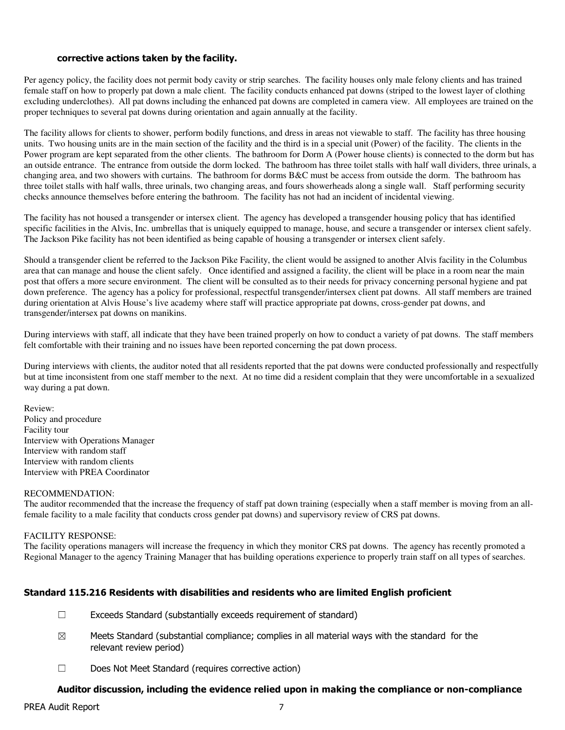**corrective actions taken by the facility.**

Per agency policy, the facility does not permit body cavity or strip searches. The facility houses only male felony clients and has trained female staff on how to properly pat down a male client. The facility conducts enhanced pat downs (striped to the lowest layer of clothing excluding underclothes). All pat downs including the enhanced pat downs are completed in camera view. All employees are trained on the proper techniques to several pat downs during orientation and again annually at the facility.

The facility allows for clients to shower, perform bodily functions, and dress in areas not viewable to staff. The facility has three housing units. Two housing units are in the main section of the facility and the third is in a special unit (Power) of the facility. The clients in the Power program are kept separated from the other clients. The bathroom for Dorm A (Power house clients) is connected to the dorm but has an outside entrance. The entrance from outside the dorm locked. The bathroom has three toilet stalls with half wall dividers, three urinals, a changing area, and two showers with curtains. The bathroom for dorms B&C must be access from outside the dorm. The bathroom has three toilet stalls with half walls, three urinals, two changing areas, and fours showerheads along a single wall. Staff performing security checks announce themselves before entering the bathroom. The facility has not had an incident of incidental viewing.

The facility has not housed a transgender or intersex client. The agency has developed a transgender housing policy that has identified specific facilities in the Alvis, Inc. umbrellas that is uniquely equipped to manage, house, and secure a transgender or intersex client safely. The Jackson Pike facility has not been identified as being capable of housing a transgender or intersex client safely.

Should a transgender client be referred to the Jackson Pike Facility, the client would be assigned to another Alvis facility in the Columbus area that can manage and house the client safely. Once identified and assigned a facility, the client will be place in a room near the main post that offers a more secure environment. The client will be consulted as to their needs for privacy concerning personal hygiene and pat down preference. The agency has a policy for professional, respectful transgender/intersex client pat downs. All staff members are trained during orientation at Alvis House's live academy where staff will practice appropriate pat downs, cross-gender pat downs, and transgender/intersex pat downs on manikins.

During interviews with staff, all indicate that they have been trained properly on how to conduct a variety of pat downs. The staff members felt comfortable with their training and no issues have been reported concerning the pat down process.

During interviews with clients, the auditor noted that all residents reported that the pat downs were conducted professionally and respectfully but at time inconsistent from one staff member to the next. At no time did a resident complain that they were uncomfortable in a sexualized way during a pat down.

Review:
Policy and procedure
Facility tour
Interview with Operations Manager
Interview with random staff
Interview with random clients
Interview with PREA Coordinator

RECOMMENDATION:
The auditor recommended that the increase the frequency of staff pat down training (especially when a staff member is moving from an all-female facility to a male facility that conducts cross gender pat downs) and supervisory review of CRS pat downs.

FACILITY RESPONSE:
The facility operations managers will increase the frequency in which they monitor CRS pat downs. The agency has recently promoted a Regional Manager to the agency Training Manager that has building operations experience to properly train staff on all types of searches.

### Standard 115.216 Residents with disabilities and residents who are limited English proficient

☐ Exceeds Standard (substantially exceeds requirement of standard)

☒ Meets Standard (substantial compliance; complies in all material ways with the standard for the relevant review period)

☐ Does Not Meet Standard (requires corrective action)

**Auditor discussion, including the evidence relied upon in making the compliance or non-compliance**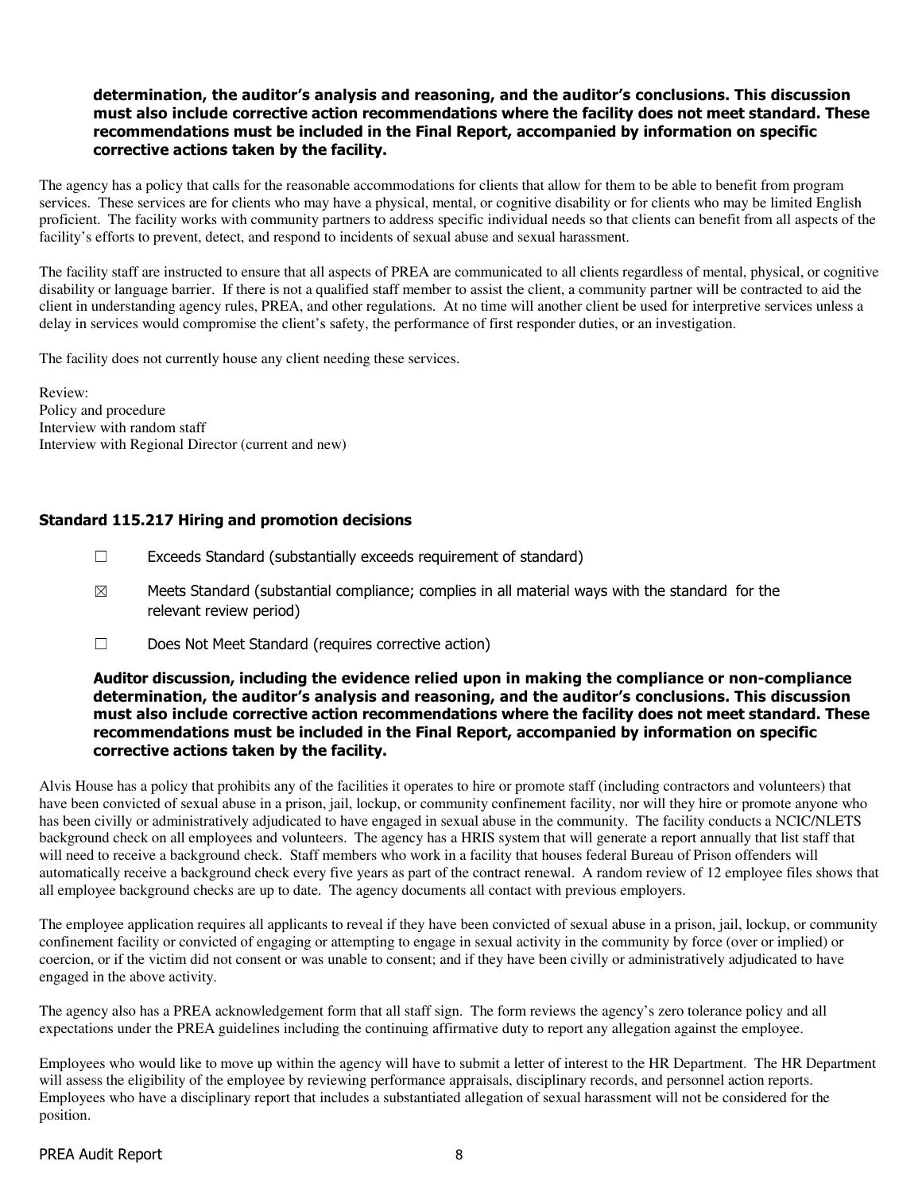**determination, the auditor's analysis and reasoning, and the auditor's conclusions. This discussion must also include corrective action recommendations where the facility does not meet standard. These recommendations must be included in the Final Report, accompanied by information on specific corrective actions taken by the facility.**

The agency has a policy that calls for the reasonable accommodations for clients that allow for them to be able to benefit from program services. These services are for clients who may have a physical, mental, or cognitive disability or for clients who may be limited English proficient. The facility works with community partners to address specific individual needs so that clients can benefit from all aspects of the facility's efforts to prevent, detect, and respond to incidents of sexual abuse and sexual harassment.

The facility staff are instructed to ensure that all aspects of PREA are communicated to all clients regardless of mental, physical, or cognitive disability or language barrier. If there is not a qualified staff member to assist the client, a community partner will be contracted to aid the client in understanding agency rules, PREA, and other regulations. At no time will another client be used for interpretive services unless a delay in services would compromise the client's safety, the performance of first responder duties, or an investigation.

The facility does not currently house any client needing these services.

Review:
Policy and procedure
Interview with random staff
Interview with Regional Director (current and new)

### Standard 115.217 Hiring and promotion decisions

☐ Exceeds Standard (substantially exceeds requirement of standard)

☒ Meets Standard (substantial compliance; complies in all material ways with the standard for the relevant review period)

☐ Does Not Meet Standard (requires corrective action)

**Auditor discussion, including the evidence relied upon in making the compliance or non-compliance determination, the auditor's analysis and reasoning, and the auditor's conclusions. This discussion must also include corrective action recommendations where the facility does not meet standard. These recommendations must be included in the Final Report, accompanied by information on specific corrective actions taken by the facility.**

Alvis House has a policy that prohibits any of the facilities it operates to hire or promote staff (including contractors and volunteers) that have been convicted of sexual abuse in a prison, jail, lockup, or community confinement facility, nor will they hire or promote anyone who has been civilly or administratively adjudicated to have engaged in sexual abuse in the community. The facility conducts a NCIC/NLETS background check on all employees and volunteers. The agency has a HRIS system that will generate a report annually that list staff that will need to receive a background check. Staff members who work in a facility that houses federal Bureau of Prison offenders will automatically receive a background check every five years as part of the contract renewal. A random review of 12 employee files shows that all employee background checks are up to date. The agency documents all contact with previous employers.

The employee application requires all applicants to reveal if they have been convicted of sexual abuse in a prison, jail, lockup, or community confinement facility or convicted of engaging or attempting to engage in sexual activity in the community by force (over or implied) or coercion, or if the victim did not consent or was unable to consent; and if they have been civilly or administratively adjudicated to have engaged in the above activity.

The agency also has a PREA acknowledgement form that all staff sign. The form reviews the agency's zero tolerance policy and all expectations under the PREA guidelines including the continuing affirmative duty to report any allegation against the employee.

Employees who would like to move up within the agency will have to submit a letter of interest to the HR Department. The HR Department will assess the eligibility of the employee by reviewing performance appraisals, disciplinary records, and personnel action reports. Employees who have a disciplinary report that includes a substantiated allegation of sexual harassment will not be considered for the position.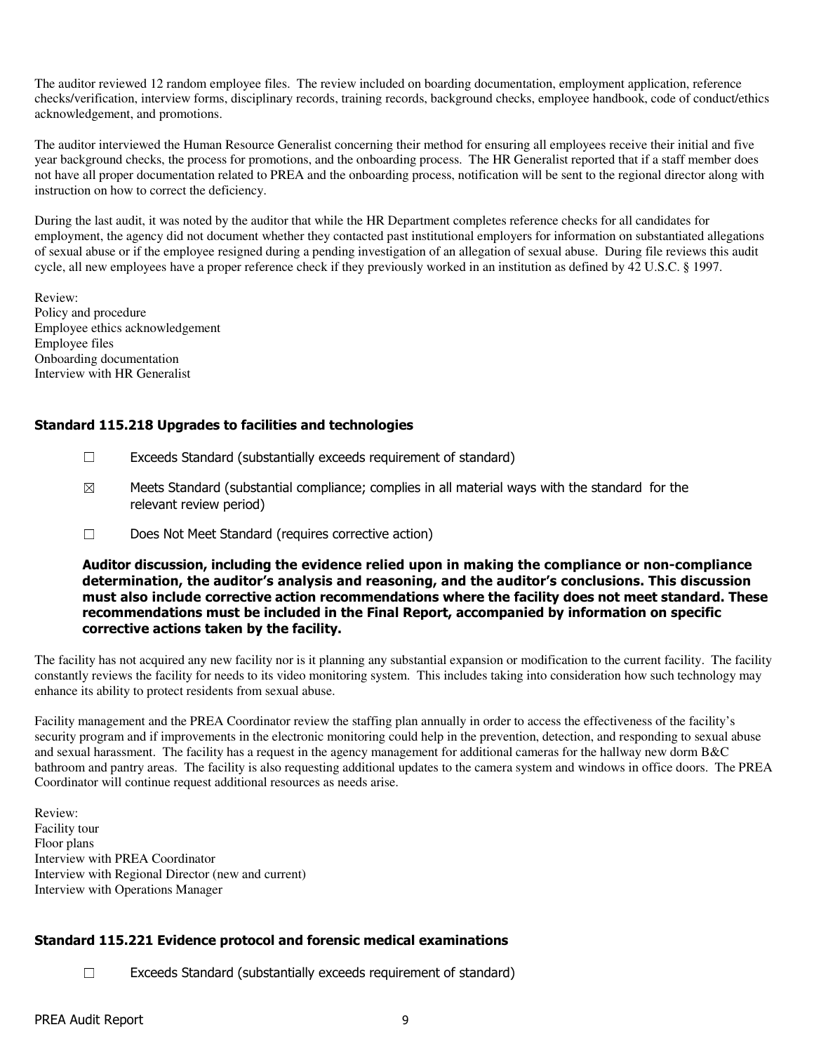The auditor reviewed 12 random employee files. The review included on boarding documentation, employment application, reference checks/verification, interview forms, disciplinary records, training records, background checks, employee handbook, code of conduct/ethics acknowledgement, and promotions.

The auditor interviewed the Human Resource Generalist concerning their method for ensuring all employees receive their initial and five year background checks, the process for promotions, and the onboarding process. The HR Generalist reported that if a staff member does not have all proper documentation related to PREA and the onboarding process, notification will be sent to the regional director along with instruction on how to correct the deficiency.

During the last audit, it was noted by the auditor that while the HR Department completes reference checks for all candidates for employment, the agency did not document whether they contacted past institutional employers for information on substantiated allegations of sexual abuse or if the employee resigned during a pending investigation of an allegation of sexual abuse. During file reviews this audit cycle, all new employees have a proper reference check if they previously worked in an institution as defined by 42 U.S.C. § 1997.

Review:
Policy and procedure
Employee ethics acknowledgement
Employee files
Onboarding documentation
Interview with HR Generalist

### Standard 115.218 Upgrades to facilities and technologies

☐ Exceeds Standard (substantially exceeds requirement of standard)

☒ Meets Standard (substantial compliance; complies in all material ways with the standard for the relevant review period)

☐ Does Not Meet Standard (requires corrective action)

**Auditor discussion, including the evidence relied upon in making the compliance or non-compliance determination, the auditor's analysis and reasoning, and the auditor's conclusions. This discussion must also include corrective action recommendations where the facility does not meet standard. These recommendations must be included in the Final Report, accompanied by information on specific corrective actions taken by the facility.**

The facility has not acquired any new facility nor is it planning any substantial expansion or modification to the current facility. The facility constantly reviews the facility for needs to its video monitoring system. This includes taking into consideration how such technology may enhance its ability to protect residents from sexual abuse.

Facility management and the PREA Coordinator review the staffing plan annually in order to access the effectiveness of the facility's security program and if improvements in the electronic monitoring could help in the prevention, detection, and responding to sexual abuse and sexual harassment. The facility has a request in the agency management for additional cameras for the hallway new dorm B&C bathroom and pantry areas. The facility is also requesting additional updates to the camera system and windows in office doors. The PREA Coordinator will continue request additional resources as needs arise.

Review:
Facility tour
Floor plans
Interview with PREA Coordinator
Interview with Regional Director (new and current)
Interview with Operations Manager

### Standard 115.221 Evidence protocol and forensic medical examinations

☐ Exceeds Standard (substantially exceeds requirement of standard)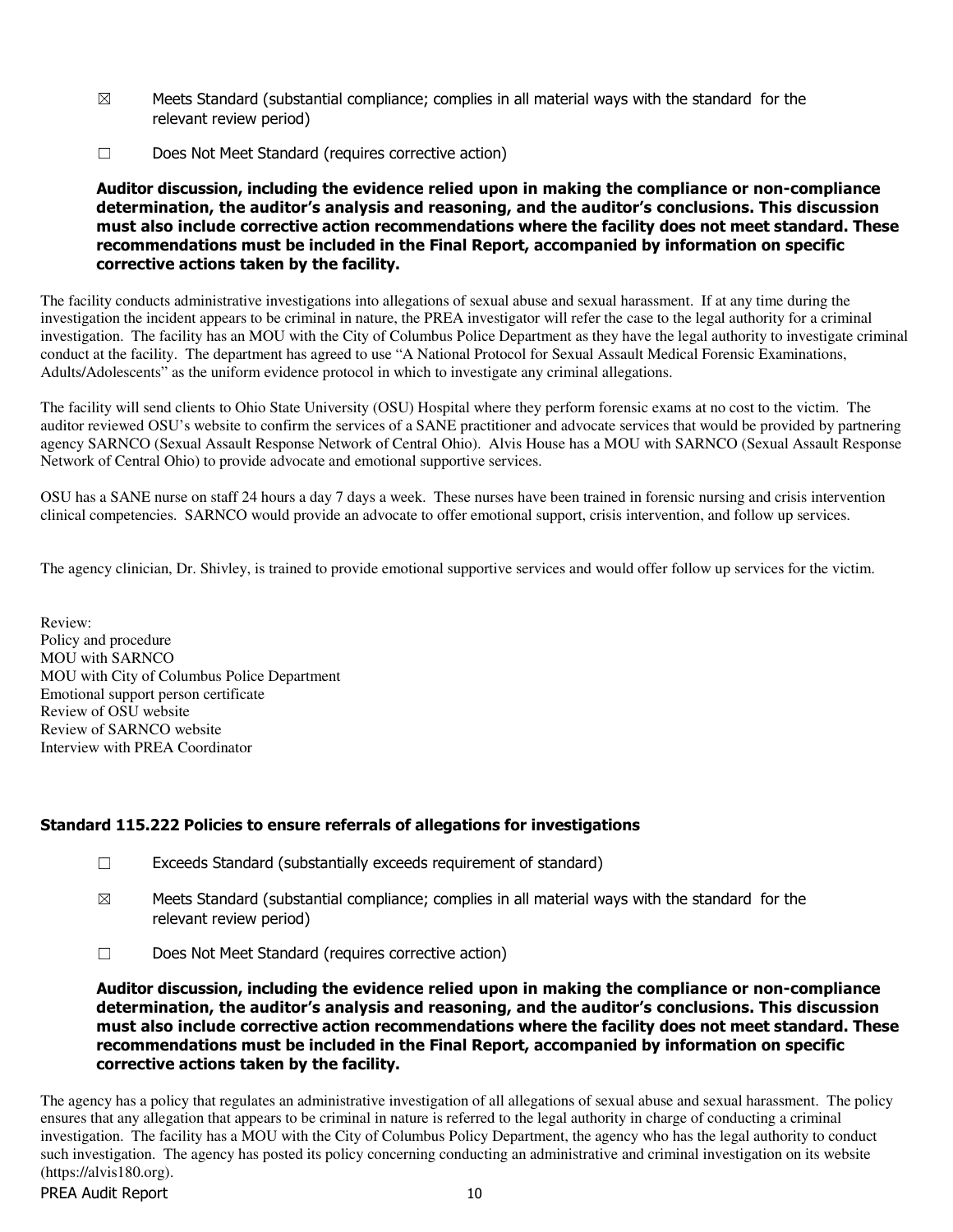☒ Meets Standard (substantial compliance; complies in all material ways with the standard for the relevant review period)

☐ Does Not Meet Standard (requires corrective action)

**Auditor discussion, including the evidence relied upon in making the compliance or non-compliance determination, the auditor's analysis and reasoning, and the auditor's conclusions. This discussion must also include corrective action recommendations where the facility does not meet standard. These recommendations must be included in the Final Report, accompanied by information on specific corrective actions taken by the facility.**

The facility conducts administrative investigations into allegations of sexual abuse and sexual harassment. If at any time during the investigation the incident appears to be criminal in nature, the PREA investigator will refer the case to the legal authority for a criminal investigation. The facility has an MOU with the City of Columbus Police Department as they have the legal authority to investigate criminal conduct at the facility. The department has agreed to use "A National Protocol for Sexual Assault Medical Forensic Examinations, Adults/Adolescents" as the uniform evidence protocol in which to investigate any criminal allegations.

The facility will send clients to Ohio State University (OSU) Hospital where they perform forensic exams at no cost to the victim. The auditor reviewed OSU's website to confirm the services of a SANE practitioner and advocate services that would be provided by partnering agency SARNCO (Sexual Assault Response Network of Central Ohio). Alvis House has a MOU with SARNCO (Sexual Assault Response Network of Central Ohio) to provide advocate and emotional supportive services.

OSU has a SANE nurse on staff 24 hours a day 7 days a week. These nurses have been trained in forensic nursing and crisis intervention clinical competencies. SARNCO would provide an advocate to offer emotional support, crisis intervention, and follow up services.

The agency clinician, Dr. Shivley, is trained to provide emotional supportive services and would offer follow up services for the victim.

Review:
Policy and procedure
MOU with SARNCO
MOU with City of Columbus Police Department
Emotional support person certificate
Review of OSU website
Review of SARNCO website
Interview with PREA Coordinator

### Standard 115.222 Policies to ensure referrals of allegations for investigations

☐ Exceeds Standard (substantially exceeds requirement of standard)

☒ Meets Standard (substantial compliance; complies in all material ways with the standard for the relevant review period)

☐ Does Not Meet Standard (requires corrective action)

**Auditor discussion, including the evidence relied upon in making the compliance or non-compliance determination, the auditor's analysis and reasoning, and the auditor's conclusions. This discussion must also include corrective action recommendations where the facility does not meet standard. These recommendations must be included in the Final Report, accompanied by information on specific corrective actions taken by the facility.**

The agency has a policy that regulates an administrative investigation of all allegations of sexual abuse and sexual harassment. The policy ensures that any allegation that appears to be criminal in nature is referred to the legal authority in charge of conducting a criminal investigation. The facility has a MOU with the City of Columbus Policy Department, the agency who has the legal authority to conduct such investigation. The agency has posted its policy concerning conducting an administrative and criminal investigation on its website (https://alvis180.org).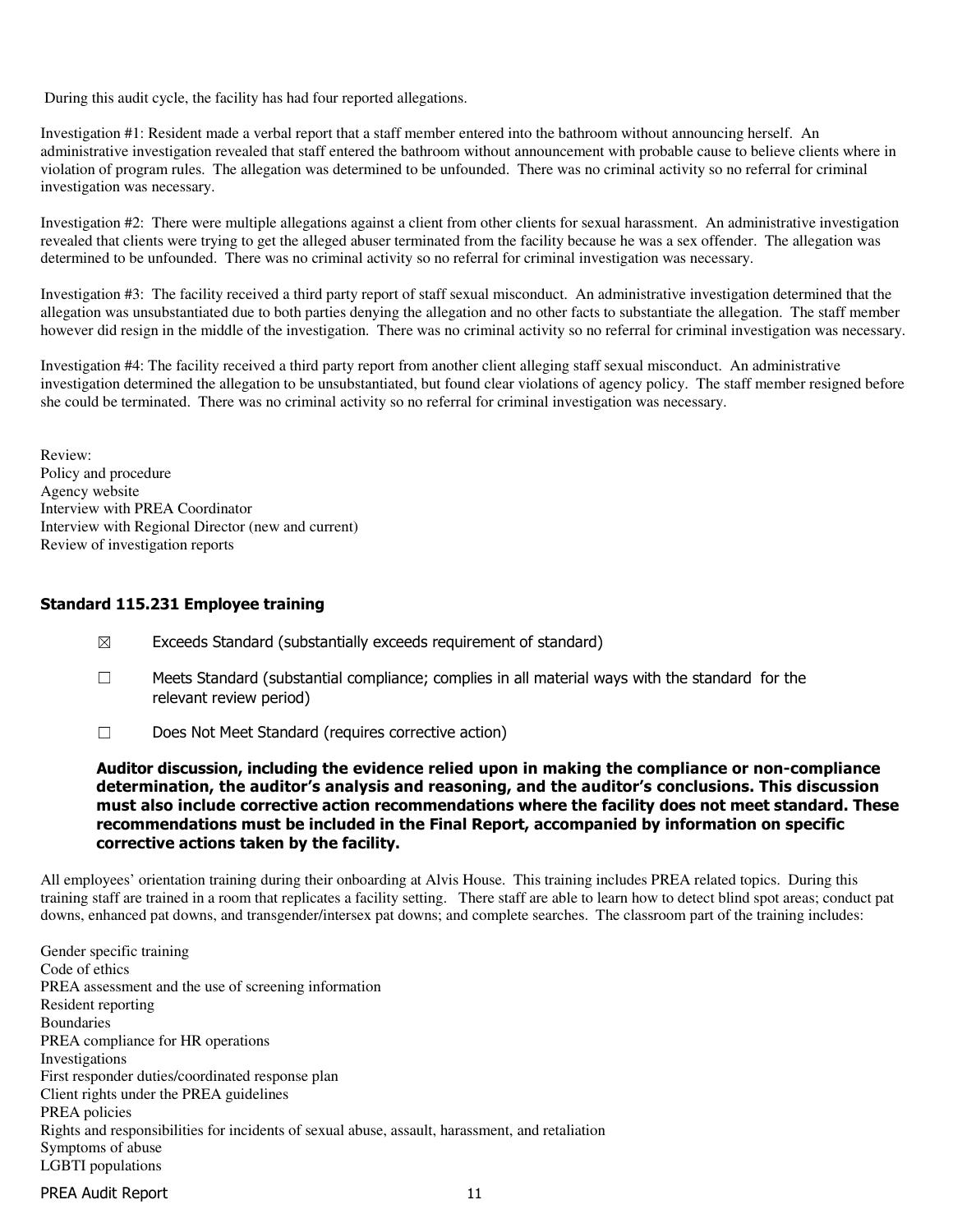During this audit cycle, the facility has had four reported allegations.

Investigation #1: Resident made a verbal report that a staff member entered into the bathroom without announcing herself. An administrative investigation revealed that staff entered the bathroom without announcement with probable cause to believe clients where in violation of program rules. The allegation was determined to be unfounded. There was no criminal activity so no referral for criminal investigation was necessary.

Investigation #2: There were multiple allegations against a client from other clients for sexual harassment. An administrative investigation revealed that clients were trying to get the alleged abuser terminated from the facility because he was a sex offender. The allegation was determined to be unfounded. There was no criminal activity so no referral for criminal investigation was necessary.

Investigation #3: The facility received a third party report of staff sexual misconduct. An administrative investigation determined that the allegation was unsubstantiated due to both parties denying the allegation and no other facts to substantiate the allegation. The staff member however did resign in the middle of the investigation. There was no criminal activity so no referral for criminal investigation was necessary.

Investigation #4: The facility received a third party report from another client alleging staff sexual misconduct. An administrative investigation determined the allegation to be unsubstantiated, but found clear violations of agency policy. The staff member resigned before she could be terminated. There was no criminal activity so no referral for criminal investigation was necessary.

Review:
Policy and procedure
Agency website
Interview with PREA Coordinator
Interview with Regional Director (new and current)
Review of investigation reports

### Standard 115.231 Employee training

☒ Exceeds Standard (substantially exceeds requirement of standard)

☐ Meets Standard (substantial compliance; complies in all material ways with the standard for the relevant review period)

☐ Does Not Meet Standard (requires corrective action)

**Auditor discussion, including the evidence relied upon in making the compliance or non-compliance determination, the auditor's analysis and reasoning, and the auditor's conclusions. This discussion must also include corrective action recommendations where the facility does not meet standard. These recommendations must be included in the Final Report, accompanied by information on specific corrective actions taken by the facility.**

All employees' orientation training during their onboarding at Alvis House. This training includes PREA related topics. During this training staff are trained in a room that replicates a facility setting. There staff are able to learn how to detect blind spot areas; conduct pat downs, enhanced pat downs, and transgender/intersex pat downs; and complete searches. The classroom part of the training includes:

Gender specific training
Code of ethics
PREA assessment and the use of screening information
Resident reporting
Boundaries
PREA compliance for HR operations
Investigations
First responder duties/coordinated response plan
Client rights under the PREA guidelines
PREA policies
Rights and responsibilities for incidents of sexual abuse, assault, harassment, and retaliation
Symptoms of abuse
LGBTI populations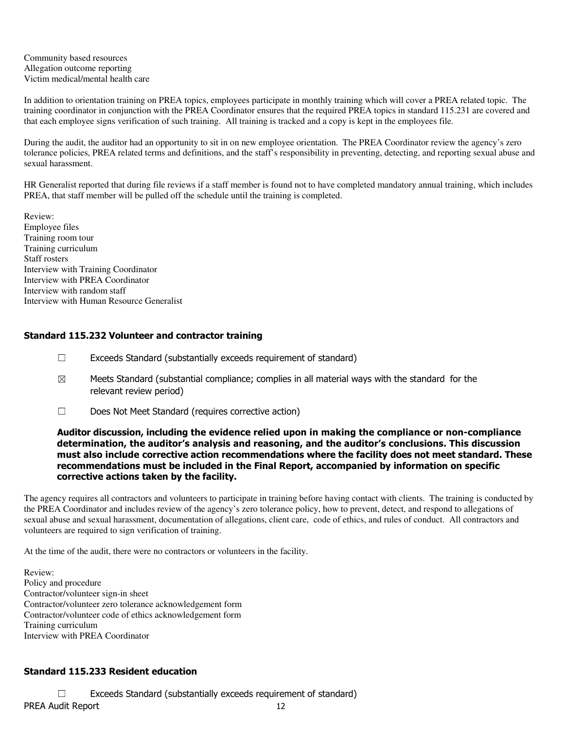Community based resources
Allegation outcome reporting
Victim medical/mental health care

In addition to orientation training on PREA topics, employees participate in monthly training which will cover a PREA related topic. The training coordinator in conjunction with the PREA Coordinator ensures that the required PREA topics in standard 115.231 are covered and that each employee signs verification of such training. All training is tracked and a copy is kept in the employees file.

During the audit, the auditor had an opportunity to sit in on new employee orientation. The PREA Coordinator review the agency's zero tolerance policies, PREA related terms and definitions, and the staff's responsibility in preventing, detecting, and reporting sexual abuse and sexual harassment.

HR Generalist reported that during file reviews if a staff member is found not to have completed mandatory annual training, which includes PREA, that staff member will be pulled off the schedule until the training is completed.

Review:
Employee files
Training room tour
Training curriculum
Staff rosters
Interview with Training Coordinator
Interview with PREA Coordinator
Interview with random staff
Interview with Human Resource Generalist

### Standard 115.232 Volunteer and contractor training

☐ Exceeds Standard (substantially exceeds requirement of standard)

☒ Meets Standard (substantial compliance; complies in all material ways with the standard for the relevant review period)

☐ Does Not Meet Standard (requires corrective action)

**Auditor discussion, including the evidence relied upon in making the compliance or non-compliance determination, the auditor's analysis and reasoning, and the auditor's conclusions. This discussion must also include corrective action recommendations where the facility does not meet standard. These recommendations must be included in the Final Report, accompanied by information on specific corrective actions taken by the facility.**

The agency requires all contractors and volunteers to participate in training before having contact with clients. The training is conducted by the PREA Coordinator and includes review of the agency's zero tolerance policy, how to prevent, detect, and respond to allegations of sexual abuse and sexual harassment, documentation of allegations, client care, code of ethics, and rules of conduct. All contractors and volunteers are required to sign verification of training.

At the time of the audit, there were no contractors or volunteers in the facility.

Review:
Policy and procedure
Contractor/volunteer sign-in sheet
Contractor/volunteer zero tolerance acknowledgement form
Contractor/volunteer code of ethics acknowledgement form
Training curriculum
Interview with PREA Coordinator

### Standard 115.233 Resident education

☐ Exceeds Standard (substantially exceeds requirement of standard)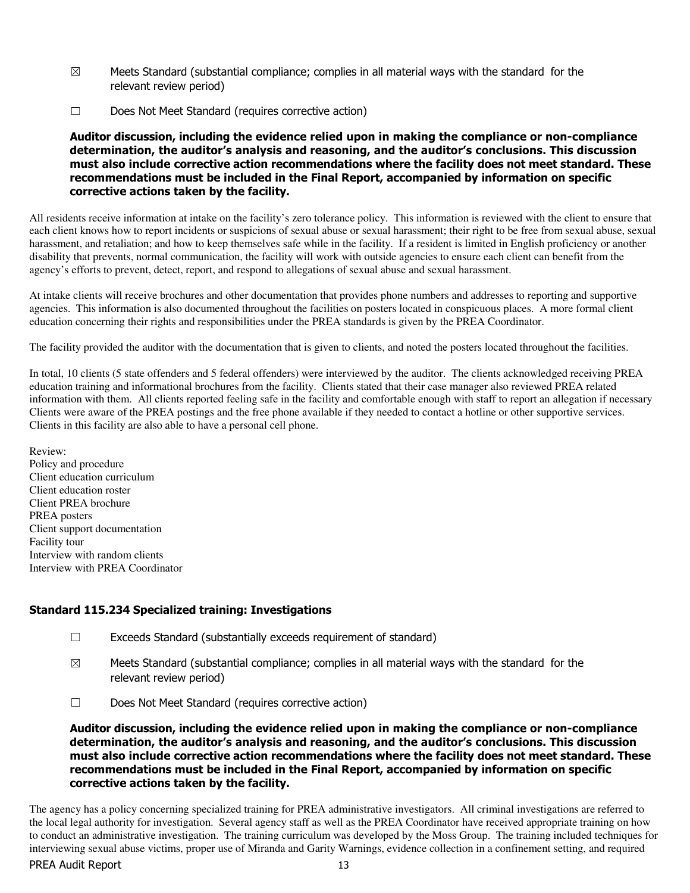☒ Meets Standard (substantial compliance; complies in all material ways with the standard for the relevant review period)

☐ Does Not Meet Standard (requires corrective action)

**Auditor discussion, including the evidence relied upon in making the compliance or non-compliance determination, the auditor's analysis and reasoning, and the auditor's conclusions. This discussion must also include corrective action recommendations where the facility does not meet standard. These recommendations must be included in the Final Report, accompanied by information on specific corrective actions taken by the facility.**

All residents receive information at intake on the facility's zero tolerance policy. This information is reviewed with the client to ensure that each client knows how to report incidents or suspicions of sexual abuse or sexual harassment; their right to be free from sexual abuse, sexual harassment, and retaliation; and how to keep themselves safe while in the facility. If a resident is limited in English proficiency or another disability that prevents, normal communication, the facility will work with outside agencies to ensure each client can benefit from the agency's efforts to prevent, detect, report, and respond to allegations of sexual abuse and sexual harassment.

At intake clients will receive brochures and other documentation that provides phone numbers and addresses to reporting and supportive agencies. This information is also documented throughout the facilities on posters located in conspicuous places. A more formal client education concerning their rights and responsibilities under the PREA standards is given by the PREA Coordinator.

The facility provided the auditor with the documentation that is given to clients, and noted the posters located throughout the facilities.

In total, 10 clients (5 state offenders and 5 federal offenders) were interviewed by the auditor. The clients acknowledged receiving PREA education training and informational brochures from the facility. Clients stated that their case manager also reviewed PREA related information with them. All clients reported feeling safe in the facility and comfortable enough with staff to report an allegation if necessary Clients were aware of the PREA postings and the free phone available if they needed to contact a hotline or other supportive services. Clients in this facility are also able to have a personal cell phone.

Review:
Policy and procedure
Client education curriculum
Client education roster
Client PREA brochure
PREA posters
Client support documentation
Facility tour
Interview with random clients
Interview with PREA Coordinator

### Standard 115.234 Specialized training: Investigations

☐ Exceeds Standard (substantially exceeds requirement of standard)

☒ Meets Standard (substantial compliance; complies in all material ways with the standard for the relevant review period)

☐ Does Not Meet Standard (requires corrective action)

**Auditor discussion, including the evidence relied upon in making the compliance or non-compliance determination, the auditor's analysis and reasoning, and the auditor's conclusions. This discussion must also include corrective action recommendations where the facility does not meet standard. These recommendations must be included in the Final Report, accompanied by information on specific corrective actions taken by the facility.**

The agency has a policy concerning specialized training for PREA administrative investigators. All criminal investigations are referred to the local legal authority for investigation. Several agency staff as well as the PREA Coordinator have received appropriate training on how to conduct an administrative investigation. The training curriculum was developed by the Moss Group. The training included techniques for interviewing sexual abuse victims, proper use of Miranda and Garity Warnings, evidence collection in a confinement setting, and required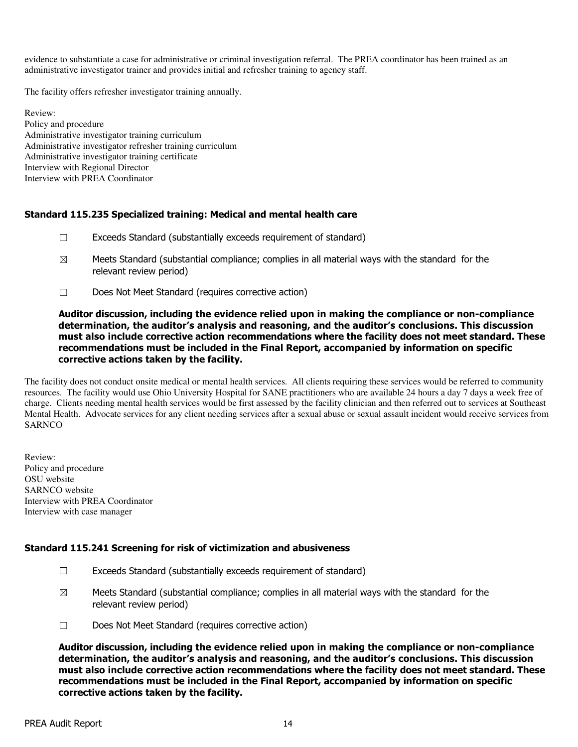evidence to substantiate a case for administrative or criminal investigation referral. The PREA coordinator has been trained as an administrative investigator trainer and provides initial and refresher training to agency staff.

The facility offers refresher investigator training annually.

Review:
Policy and procedure
Administrative investigator training curriculum
Administrative investigator refresher training curriculum
Administrative investigator training certificate
Interview with Regional Director
Interview with PREA Coordinator

### Standard 115.235 Specialized training: Medical and mental health care

☐ Exceeds Standard (substantially exceeds requirement of standard)

☒ Meets Standard (substantial compliance; complies in all material ways with the standard for the relevant review period)

☐ Does Not Meet Standard (requires corrective action)

**Auditor discussion, including the evidence relied upon in making the compliance or non-compliance determination, the auditor's analysis and reasoning, and the auditor's conclusions. This discussion must also include corrective action recommendations where the facility does not meet standard. These recommendations must be included in the Final Report, accompanied by information on specific corrective actions taken by the facility.**

The facility does not conduct onsite medical or mental health services. All clients requiring these services would be referred to community resources. The facility would use Ohio University Hospital for SANE practitioners who are available 24 hours a day 7 days a week free of charge. Clients needing mental health services would be first assessed by the facility clinician and then referred out to services at Southeast Mental Health. Advocate services for any client needing services after a sexual abuse or sexual assault incident would receive services from SARNCO

Review:
Policy and procedure
OSU website
SARNCO website
Interview with PREA Coordinator
Interview with case manager

### Standard 115.241 Screening for risk of victimization and abusiveness

☐ Exceeds Standard (substantially exceeds requirement of standard)

☒ Meets Standard (substantial compliance; complies in all material ways with the standard for the relevant review period)

☐ Does Not Meet Standard (requires corrective action)

**Auditor discussion, including the evidence relied upon in making the compliance or non-compliance determination, the auditor's analysis and reasoning, and the auditor's conclusions. This discussion must also include corrective action recommendations where the facility does not meet standard. These recommendations must be included in the Final Report, accompanied by information on specific corrective actions taken by the facility.**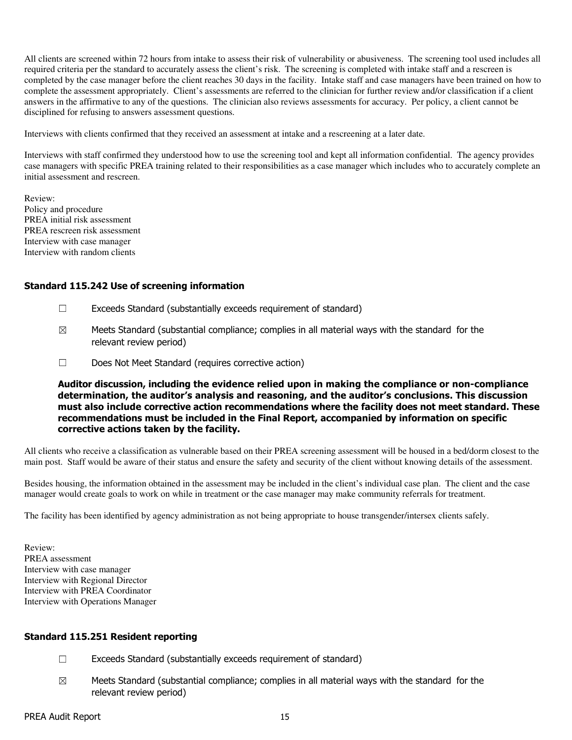All clients are screened within 72 hours from intake to assess their risk of vulnerability or abusiveness. The screening tool used includes all required criteria per the standard to accurately assess the client's risk. The screening is completed with intake staff and a rescreen is completed by the case manager before the client reaches 30 days in the facility. Intake staff and case managers have been trained on how to complete the assessment appropriately. Client's assessments are referred to the clinician for further review and/or classification if a client answers in the affirmative to any of the questions. The clinician also reviews assessments for accuracy. Per policy, a client cannot be disciplined for refusing to answers assessment questions.

Interviews with clients confirmed that they received an assessment at intake and a rescreening at a later date.

Interviews with staff confirmed they understood how to use the screening tool and kept all information confidential. The agency provides case managers with specific PREA training related to their responsibilities as a case manager which includes who to accurately complete an initial assessment and rescreen.

Review:
Policy and procedure
PREA initial risk assessment
PREA rescreen risk assessment
Interview with case manager
Interview with random clients

### Standard 115.242 Use of screening information

☐ Exceeds Standard (substantially exceeds requirement of standard)

☒ Meets Standard (substantial compliance; complies in all material ways with the standard for the relevant review period)

☐ Does Not Meet Standard (requires corrective action)

**Auditor discussion, including the evidence relied upon in making the compliance or non-compliance determination, the auditor's analysis and reasoning, and the auditor's conclusions. This discussion must also include corrective action recommendations where the facility does not meet standard. These recommendations must be included in the Final Report, accompanied by information on specific corrective actions taken by the facility.**

All clients who receive a classification as vulnerable based on their PREA screening assessment will be housed in a bed/dorm closest to the main post. Staff would be aware of their status and ensure the safety and security of the client without knowing details of the assessment.

Besides housing, the information obtained in the assessment may be included in the client's individual case plan. The client and the case manager would create goals to work on while in treatment or the case manager may make community referrals for treatment.

The facility has been identified by agency administration as not being appropriate to house transgender/intersex clients safely.

Review:
PREA assessment
Interview with case manager
Interview with Regional Director
Interview with PREA Coordinator
Interview with Operations Manager

### Standard 115.251 Resident reporting

☐ Exceeds Standard (substantially exceeds requirement of standard)

☒ Meets Standard (substantial compliance; complies in all material ways with the standard for the relevant review period)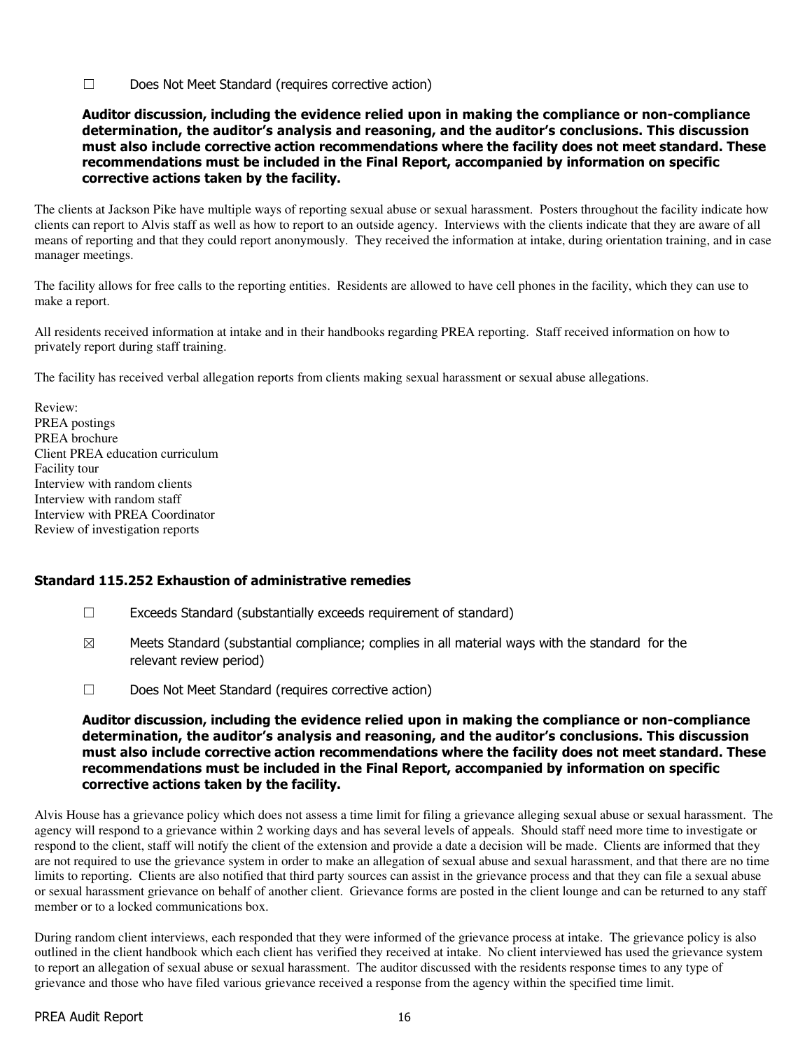☐ Does Not Meet Standard (requires corrective action)

**Auditor discussion, including the evidence relied upon in making the compliance or non-compliance determination, the auditor's analysis and reasoning, and the auditor's conclusions. This discussion must also include corrective action recommendations where the facility does not meet standard. These recommendations must be included in the Final Report, accompanied by information on specific corrective actions taken by the facility.**

The clients at Jackson Pike have multiple ways of reporting sexual abuse or sexual harassment. Posters throughout the facility indicate how clients can report to Alvis staff as well as how to report to an outside agency. Interviews with the clients indicate that they are aware of all means of reporting and that they could report anonymously. They received the information at intake, during orientation training, and in case manager meetings.

The facility allows for free calls to the reporting entities. Residents are allowed to have cell phones in the facility, which they can use to make a report.

All residents received information at intake and in their handbooks regarding PREA reporting. Staff received information on how to privately report during staff training.

The facility has received verbal allegation reports from clients making sexual harassment or sexual abuse allegations.

Review:
PREA postings
PREA brochure
Client PREA education curriculum
Facility tour
Interview with random clients
Interview with random staff
Interview with PREA Coordinator
Review of investigation reports

### Standard 115.252 Exhaustion of administrative remedies

☐ Exceeds Standard (substantially exceeds requirement of standard)

☒ Meets Standard (substantial compliance; complies in all material ways with the standard for the relevant review period)

☐ Does Not Meet Standard (requires corrective action)

**Auditor discussion, including the evidence relied upon in making the compliance or non-compliance determination, the auditor's analysis and reasoning, and the auditor's conclusions. This discussion must also include corrective action recommendations where the facility does not meet standard. These recommendations must be included in the Final Report, accompanied by information on specific corrective actions taken by the facility.**

Alvis House has a grievance policy which does not assess a time limit for filing a grievance alleging sexual abuse or sexual harassment. The agency will respond to a grievance within 2 working days and has several levels of appeals. Should staff need more time to investigate or respond to the client, staff will notify the client of the extension and provide a date a decision will be made. Clients are informed that they are not required to use the grievance system in order to make an allegation of sexual abuse and sexual harassment, and that there are no time limits to reporting. Clients are also notified that third party sources can assist in the grievance process and that they can file a sexual abuse or sexual harassment grievance on behalf of another client. Grievance forms are posted in the client lounge and can be returned to any staff member or to a locked communications box.

During random client interviews, each responded that they were informed of the grievance process at intake. The grievance policy is also outlined in the client handbook which each client has verified they received at intake. No client interviewed has used the grievance system to report an allegation of sexual abuse or sexual harassment. The auditor discussed with the residents response times to any type of grievance and those who have filed various grievance received a response from the agency within the specified time limit.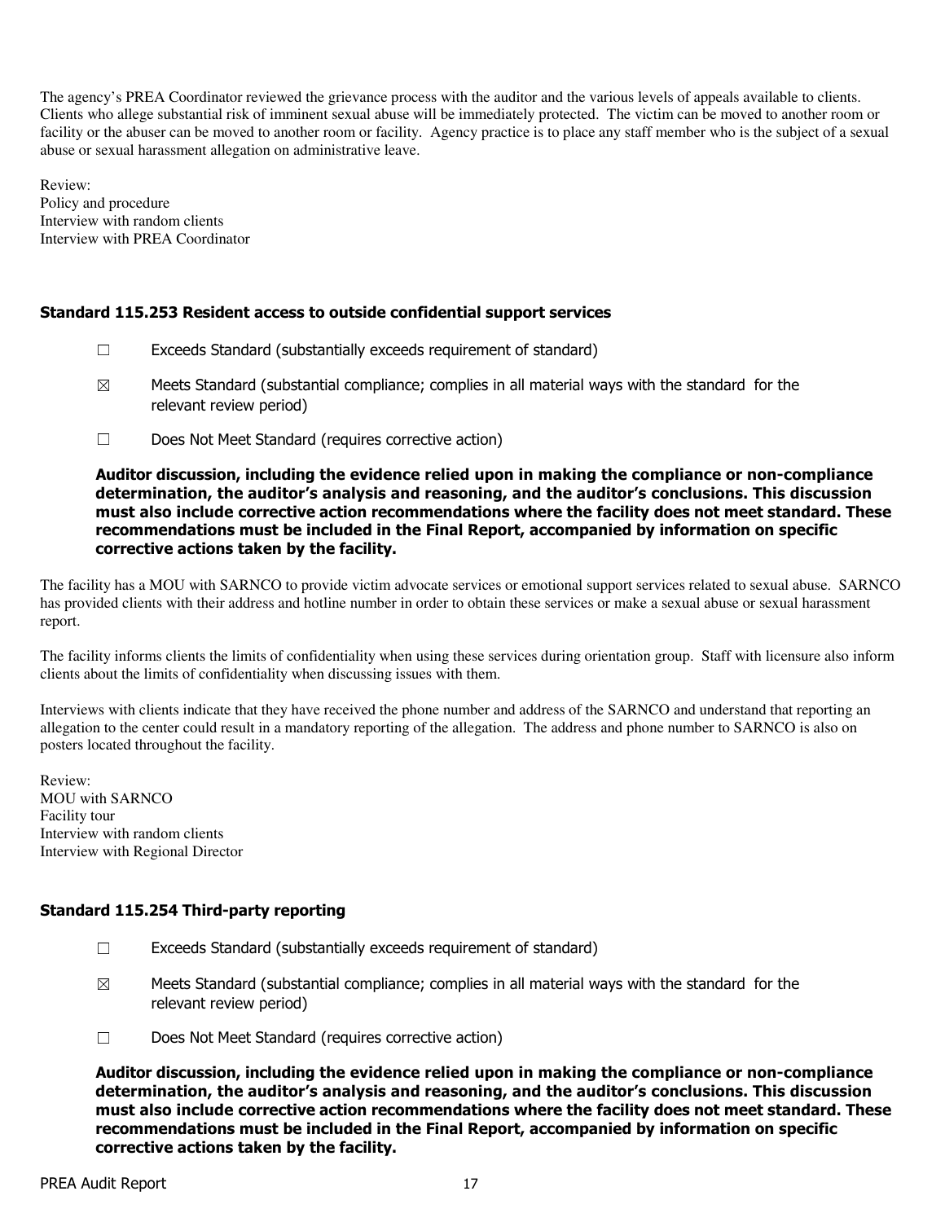The agency's PREA Coordinator reviewed the grievance process with the auditor and the various levels of appeals available to clients. Clients who allege substantial risk of imminent sexual abuse will be immediately protected. The victim can be moved to another room or facility or the abuser can be moved to another room or facility. Agency practice is to place any staff member who is the subject of a sexual abuse or sexual harassment allegation on administrative leave.

Review:
Policy and procedure
Interview with random clients
Interview with PREA Coordinator

### Standard 115.253 Resident access to outside confidential support services

☐ Exceeds Standard (substantially exceeds requirement of standard)

☒ Meets Standard (substantial compliance; complies in all material ways with the standard for the relevant review period)

☐ Does Not Meet Standard (requires corrective action)

**Auditor discussion, including the evidence relied upon in making the compliance or non-compliance determination, the auditor's analysis and reasoning, and the auditor's conclusions. This discussion must also include corrective action recommendations where the facility does not meet standard. These recommendations must be included in the Final Report, accompanied by information on specific corrective actions taken by the facility.**

The facility has a MOU with SARNCO to provide victim advocate services or emotional support services related to sexual abuse. SARNCO has provided clients with their address and hotline number in order to obtain these services or make a sexual abuse or sexual harassment report.

The facility informs clients the limits of confidentiality when using these services during orientation group. Staff with licensure also inform clients about the limits of confidentiality when discussing issues with them.

Interviews with clients indicate that they have received the phone number and address of the SARNCO and understand that reporting an allegation to the center could result in a mandatory reporting of the allegation. The address and phone number to SARNCO is also on posters located throughout the facility.

Review:
MOU with SARNCO
Facility tour
Interview with random clients
Interview with Regional Director

### Standard 115.254 Third-party reporting

☐ Exceeds Standard (substantially exceeds requirement of standard)

☒ Meets Standard (substantial compliance; complies in all material ways with the standard for the relevant review period)

☐ Does Not Meet Standard (requires corrective action)

**Auditor discussion, including the evidence relied upon in making the compliance or non-compliance determination, the auditor's analysis and reasoning, and the auditor's conclusions. This discussion must also include corrective action recommendations where the facility does not meet standard. These recommendations must be included in the Final Report, accompanied by information on specific corrective actions taken by the facility.**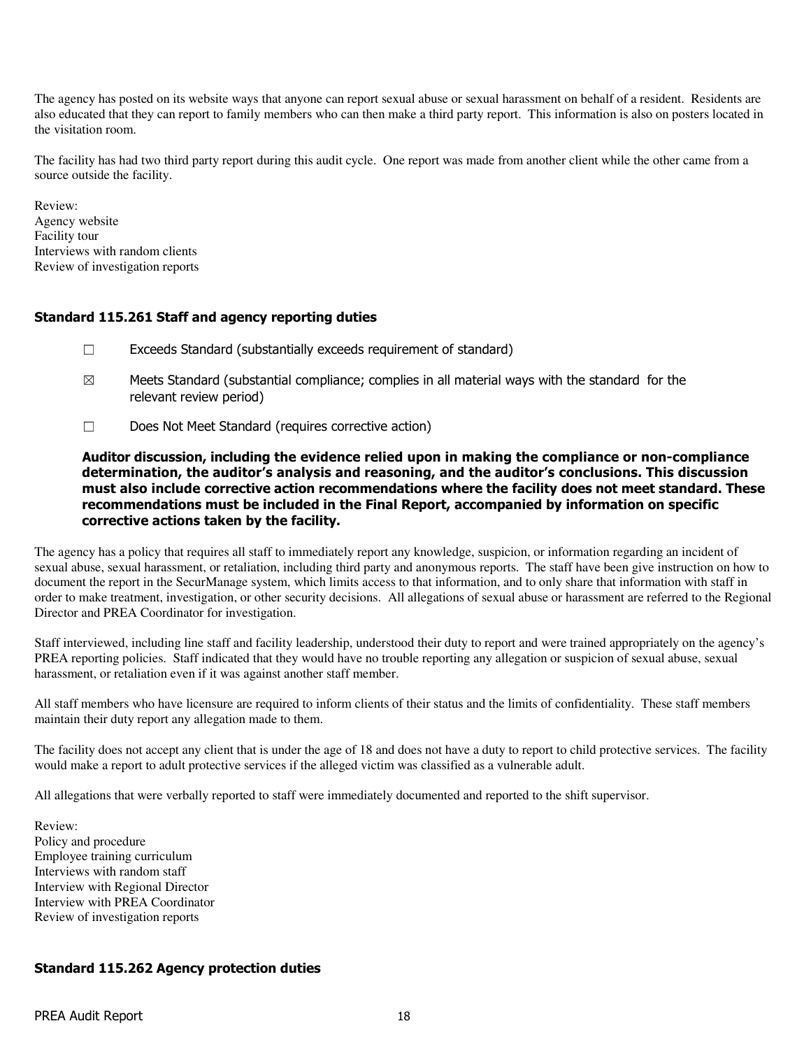The agency has posted on its website ways that anyone can report sexual abuse or sexual harassment on behalf of a resident. Residents are also educated that they can report to family members who can then make a third party report. This information is also on posters located in the visitation room.

The facility has had two third party report during this audit cycle. One report was made from another client while the other came from a source outside the facility.

Review:
Agency website
Facility tour
Interviews with random clients
Review of investigation reports

### Standard 115.261 Staff and agency reporting duties

☐ Exceeds Standard (substantially exceeds requirement of standard)

☒ Meets Standard (substantial compliance; complies in all material ways with the standard for the relevant review period)

☐ Does Not Meet Standard (requires corrective action)

**Auditor discussion, including the evidence relied upon in making the compliance or non-compliance determination, the auditor's analysis and reasoning, and the auditor's conclusions. This discussion must also include corrective action recommendations where the facility does not meet standard. These recommendations must be included in the Final Report, accompanied by information on specific corrective actions taken by the facility.**

The agency has a policy that requires all staff to immediately report any knowledge, suspicion, or information regarding an incident of sexual abuse, sexual harassment, or retaliation, including third party and anonymous reports. The staff have been give instruction on how to document the report in the SecurManage system, which limits access to that information, and to only share that information with staff in order to make treatment, investigation, or other security decisions. All allegations of sexual abuse or harassment are referred to the Regional Director and PREA Coordinator for investigation.

Staff interviewed, including line staff and facility leadership, understood their duty to report and were trained appropriately on the agency's PREA reporting policies. Staff indicated that they would have no trouble reporting any allegation or suspicion of sexual abuse, sexual harassment, or retaliation even if it was against another staff member.

All staff members who have licensure are required to inform clients of their status and the limits of confidentiality. These staff members maintain their duty report any allegation made to them.

The facility does not accept any client that is under the age of 18 and does not have a duty to report to child protective services. The facility would make a report to adult protective services if the alleged victim was classified as a vulnerable adult.

All allegations that were verbally reported to staff were immediately documented and reported to the shift supervisor.

Review:
Policy and procedure
Employee training curriculum
Interviews with random staff
Interview with Regional Director
Interview with PREA Coordinator
Review of investigation reports

### Standard 115.262 Agency protection duties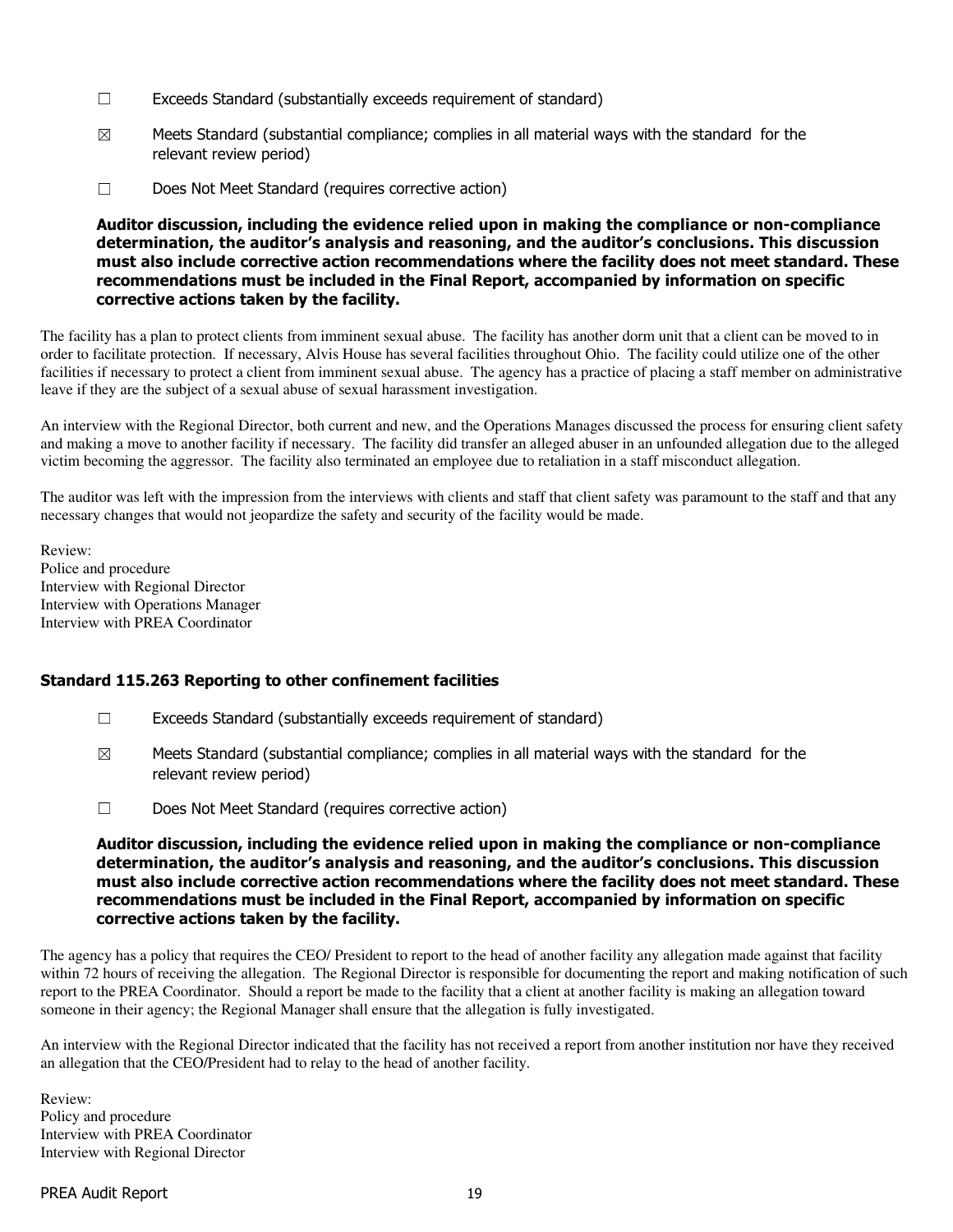☐ Exceeds Standard (substantially exceeds requirement of standard)

☒ Meets Standard (substantial compliance; complies in all material ways with the standard for the relevant review period)

☐ Does Not Meet Standard (requires corrective action)

**Auditor discussion, including the evidence relied upon in making the compliance or non-compliance determination, the auditor's analysis and reasoning, and the auditor's conclusions. This discussion must also include corrective action recommendations where the facility does not meet standard. These recommendations must be included in the Final Report, accompanied by information on specific corrective actions taken by the facility.**

The facility has a plan to protect clients from imminent sexual abuse. The facility has another dorm unit that a client can be moved to in order to facilitate protection. If necessary, Alvis House has several facilities throughout Ohio. The facility could utilize one of the other facilities if necessary to protect a client from imminent sexual abuse. The agency has a practice of placing a staff member on administrative leave if they are the subject of a sexual abuse of sexual harassment investigation.

An interview with the Regional Director, both current and new, and the Operations Manages discussed the process for ensuring client safety and making a move to another facility if necessary. The facility did transfer an alleged abuser in an unfounded allegation due to the alleged victim becoming the aggressor. The facility also terminated an employee due to retaliation in a staff misconduct allegation.

The auditor was left with the impression from the interviews with clients and staff that client safety was paramount to the staff and that any necessary changes that would not jeopardize the safety and security of the facility would be made.

Review:
Police and procedure
Interview with Regional Director
Interview with Operations Manager
Interview with PREA Coordinator

### Standard 115.263 Reporting to other confinement facilities

☐ Exceeds Standard (substantially exceeds requirement of standard)

☒ Meets Standard (substantial compliance; complies in all material ways with the standard for the relevant review period)

☐ Does Not Meet Standard (requires corrective action)

**Auditor discussion, including the evidence relied upon in making the compliance or non-compliance determination, the auditor's analysis and reasoning, and the auditor's conclusions. This discussion must also include corrective action recommendations where the facility does not meet standard. These recommendations must be included in the Final Report, accompanied by information on specific corrective actions taken by the facility.**

The agency has a policy that requires the CEO/ President to report to the head of another facility any allegation made against that facility within 72 hours of receiving the allegation. The Regional Director is responsible for documenting the report and making notification of such report to the PREA Coordinator. Should a report be made to the facility that a client at another facility is making an allegation toward someone in their agency; the Regional Manager shall ensure that the allegation is fully investigated.

An interview with the Regional Director indicated that the facility has not received a report from another institution nor have they received an allegation that the CEO/President had to relay to the head of another facility.

Review:
Policy and procedure
Interview with PREA Coordinator
Interview with Regional Director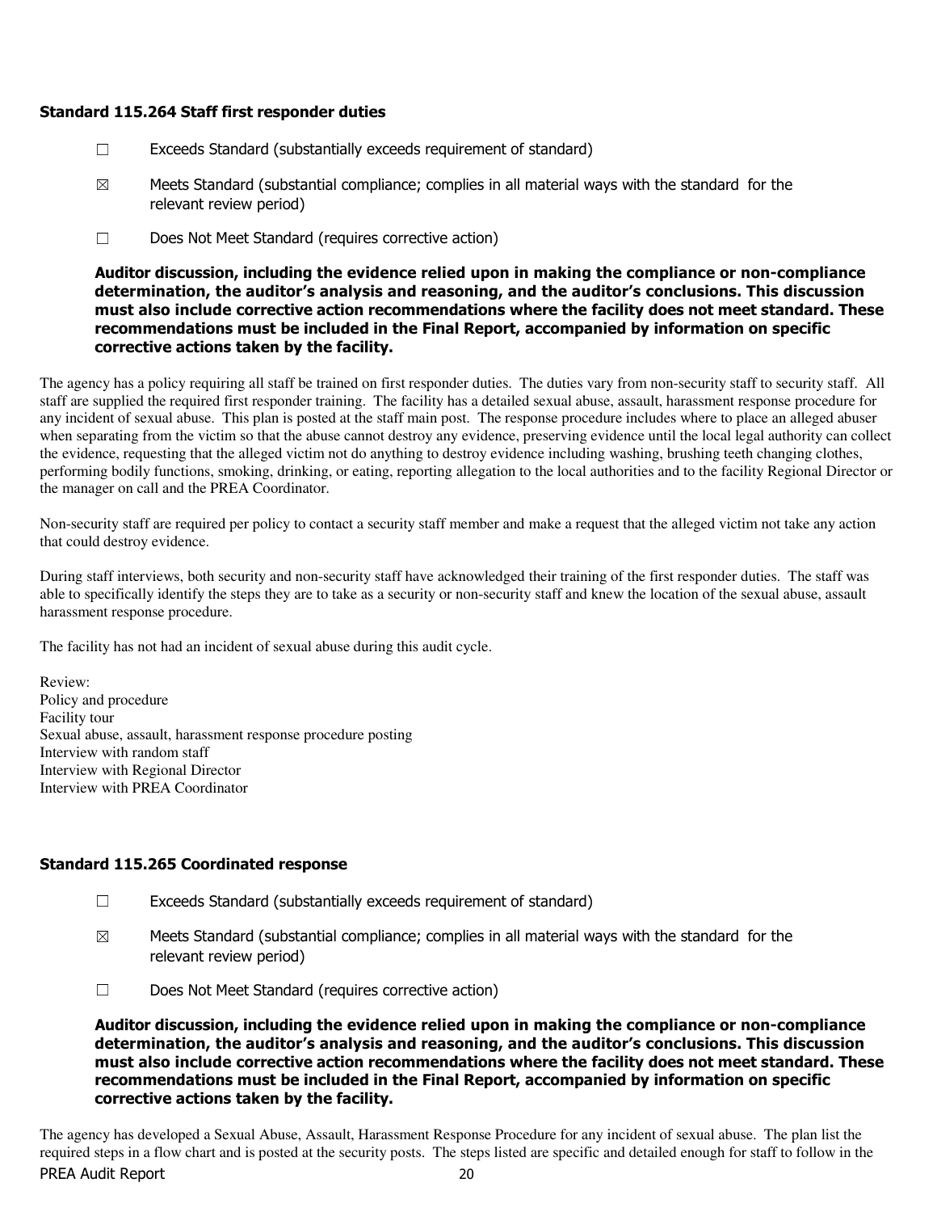### Standard 115.264 Staff first responder duties

☐ Exceeds Standard (substantially exceeds requirement of standard)

☒ Meets Standard (substantial compliance; complies in all material ways with the standard for the relevant review period)

☐ Does Not Meet Standard (requires corrective action)

**Auditor discussion, including the evidence relied upon in making the compliance or non-compliance determination, the auditor's analysis and reasoning, and the auditor's conclusions. This discussion must also include corrective action recommendations where the facility does not meet standard. These recommendations must be included in the Final Report, accompanied by information on specific corrective actions taken by the facility.**

The agency has a policy requiring all staff be trained on first responder duties. The duties vary from non-security staff to security staff. All staff are supplied the required first responder training. The facility has a detailed sexual abuse, assault, harassment response procedure for any incident of sexual abuse. This plan is posted at the staff main post. The response procedure includes where to place an alleged abuser when separating from the victim so that the abuse cannot destroy any evidence, preserving evidence until the local legal authority can collect the evidence, requesting that the alleged victim not do anything to destroy evidence including washing, brushing teeth changing clothes, performing bodily functions, smoking, drinking, or eating, reporting allegation to the local authorities and to the facility Regional Director or the manager on call and the PREA Coordinator.

Non-security staff are required per policy to contact a security staff member and make a request that the alleged victim not take any action that could destroy evidence.

During staff interviews, both security and non-security staff have acknowledged their training of the first responder duties. The staff was able to specifically identify the steps they are to take as a security or non-security staff and knew the location of the sexual abuse, assault harassment response procedure.

The facility has not had an incident of sexual abuse during this audit cycle.

Review:
Policy and procedure
Facility tour
Sexual abuse, assault, harassment response procedure posting
Interview with random staff
Interview with Regional Director
Interview with PREA Coordinator

### Standard 115.265 Coordinated response

☐ Exceeds Standard (substantially exceeds requirement of standard)

☒ Meets Standard (substantial compliance; complies in all material ways with the standard for the relevant review period)

☐ Does Not Meet Standard (requires corrective action)

**Auditor discussion, including the evidence relied upon in making the compliance or non-compliance determination, the auditor's analysis and reasoning, and the auditor's conclusions. This discussion must also include corrective action recommendations where the facility does not meet standard. These recommendations must be included in the Final Report, accompanied by information on specific corrective actions taken by the facility.**

The agency has developed a Sexual Abuse, Assault, Harassment Response Procedure for any incident of sexual abuse. The plan list the required steps in a flow chart and is posted at the security posts. The steps listed are specific and detailed enough for staff to follow in the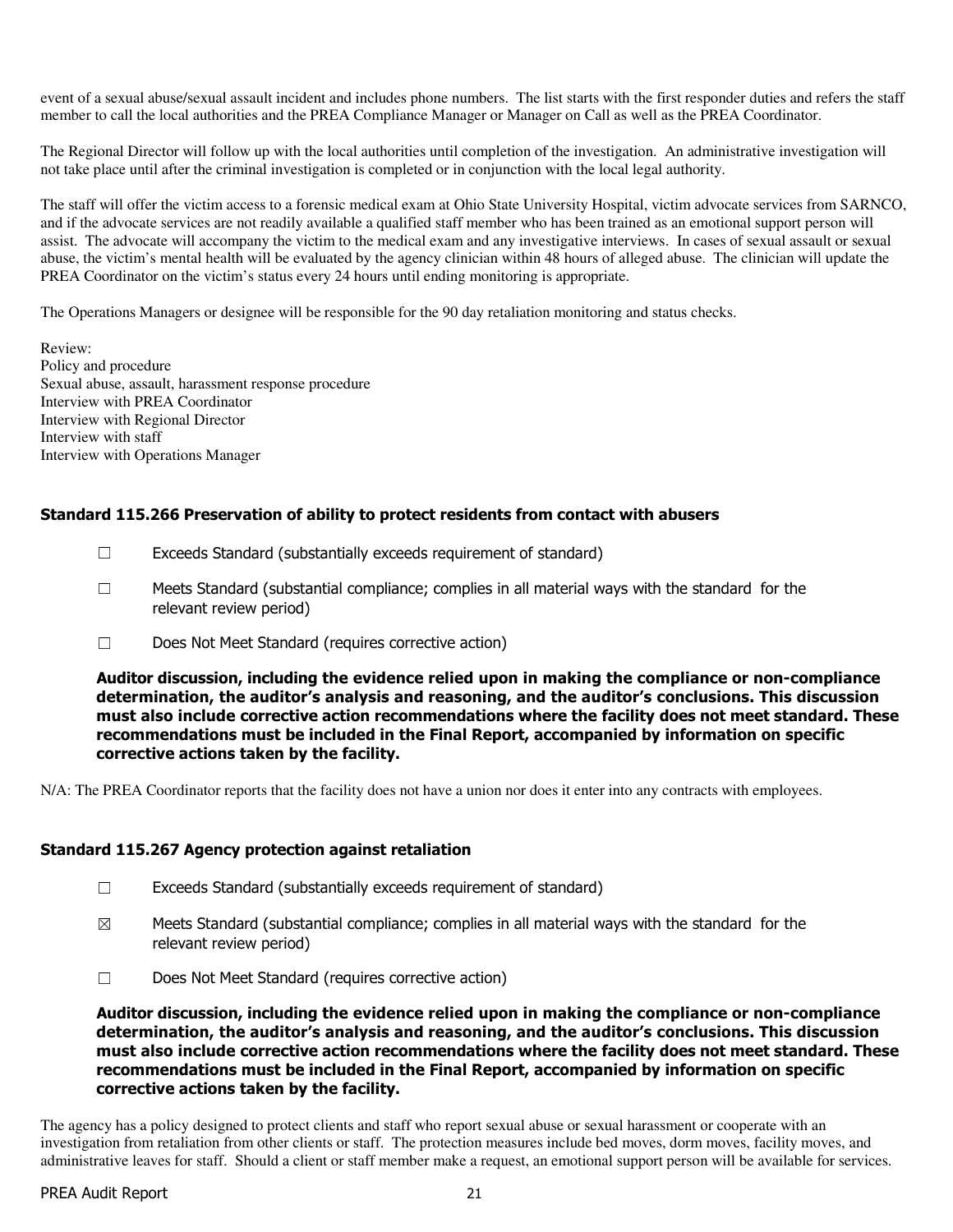event of a sexual abuse/sexual assault incident and includes phone numbers. The list starts with the first responder duties and refers the staff member to call the local authorities and the PREA Compliance Manager or Manager on Call as well as the PREA Coordinator.

The Regional Director will follow up with the local authorities until completion of the investigation. An administrative investigation will not take place until after the criminal investigation is completed or in conjunction with the local legal authority.

The staff will offer the victim access to a forensic medical exam at Ohio State University Hospital, victim advocate services from SARNCO, and if the advocate services are not readily available a qualified staff member who has been trained as an emotional support person will assist. The advocate will accompany the victim to the medical exam and any investigative interviews. In cases of sexual assault or sexual abuse, the victim's mental health will be evaluated by the agency clinician within 48 hours of alleged abuse. The clinician will update the PREA Coordinator on the victim's status every 24 hours until ending monitoring is appropriate.

The Operations Managers or designee will be responsible for the 90 day retaliation monitoring and status checks.

Review:
Policy and procedure
Sexual abuse, assault, harassment response procedure
Interview with PREA Coordinator
Interview with Regional Director
Interview with staff
Interview with Operations Manager

### Standard 115.266 Preservation of ability to protect residents from contact with abusers

☐ Exceeds Standard (substantially exceeds requirement of standard)

☐ Meets Standard (substantial compliance; complies in all material ways with the standard for the relevant review period)

☐ Does Not Meet Standard (requires corrective action)

**Auditor discussion, including the evidence relied upon in making the compliance or non-compliance determination, the auditor's analysis and reasoning, and the auditor's conclusions. This discussion must also include corrective action recommendations where the facility does not meet standard. These recommendations must be included in the Final Report, accompanied by information on specific corrective actions taken by the facility.**

N/A: The PREA Coordinator reports that the facility does not have a union nor does it enter into any contracts with employees.

### Standard 115.267 Agency protection against retaliation

☐ Exceeds Standard (substantially exceeds requirement of standard)

☒ Meets Standard (substantial compliance; complies in all material ways with the standard for the relevant review period)

☐ Does Not Meet Standard (requires corrective action)

**Auditor discussion, including the evidence relied upon in making the compliance or non-compliance determination, the auditor's analysis and reasoning, and the auditor's conclusions. This discussion must also include corrective action recommendations where the facility does not meet standard. These recommendations must be included in the Final Report, accompanied by information on specific corrective actions taken by the facility.**

The agency has a policy designed to protect clients and staff who report sexual abuse or sexual harassment or cooperate with an investigation from retaliation from other clients or staff. The protection measures include bed moves, dorm moves, facility moves, and administrative leaves for staff. Should a client or staff member make a request, an emotional support person will be available for services.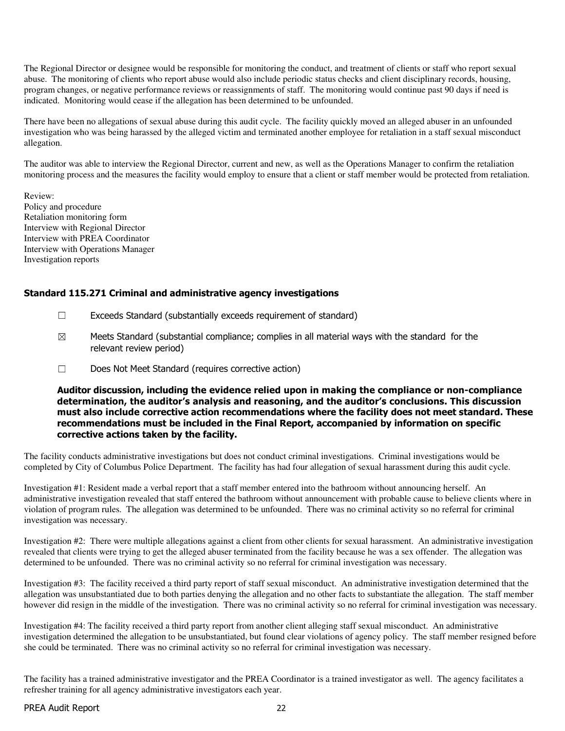The Regional Director or designee would be responsible for monitoring the conduct, and treatment of clients or staff who report sexual abuse. The monitoring of clients who report abuse would also include periodic status checks and client disciplinary records, housing, program changes, or negative performance reviews or reassignments of staff. The monitoring would continue past 90 days if need is indicated. Monitoring would cease if the allegation has been determined to be unfounded.

There have been no allegations of sexual abuse during this audit cycle. The facility quickly moved an alleged abuser in an unfounded investigation who was being harassed by the alleged victim and terminated another employee for retaliation in a staff sexual misconduct allegation.

The auditor was able to interview the Regional Director, current and new, as well as the Operations Manager to confirm the retaliation monitoring process and the measures the facility would employ to ensure that a client or staff member would be protected from retaliation.

Review:
Policy and procedure
Retaliation monitoring form
Interview with Regional Director
Interview with PREA Coordinator
Interview with Operations Manager
Investigation reports

### Standard 115.271 Criminal and administrative agency investigations

☐ Exceeds Standard (substantially exceeds requirement of standard)

☒ Meets Standard (substantial compliance; complies in all material ways with the standard for the relevant review period)

☐ Does Not Meet Standard (requires corrective action)

**Auditor discussion, including the evidence relied upon in making the compliance or non-compliance determination, the auditor's analysis and reasoning, and the auditor's conclusions. This discussion must also include corrective action recommendations where the facility does not meet standard. These recommendations must be included in the Final Report, accompanied by information on specific corrective actions taken by the facility.**

The facility conducts administrative investigations but does not conduct criminal investigations. Criminal investigations would be completed by City of Columbus Police Department. The facility has had four allegation of sexual harassment during this audit cycle.

Investigation #1: Resident made a verbal report that a staff member entered into the bathroom without announcing herself. An administrative investigation revealed that staff entered the bathroom without announcement with probable cause to believe clients where in violation of program rules. The allegation was determined to be unfounded. There was no criminal activity so no referral for criminal investigation was necessary.

Investigation #2: There were multiple allegations against a client from other clients for sexual harassment. An administrative investigation revealed that clients were trying to get the alleged abuser terminated from the facility because he was a sex offender. The allegation was determined to be unfounded. There was no criminal activity so no referral for criminal investigation was necessary.

Investigation #3: The facility received a third party report of staff sexual misconduct. An administrative investigation determined that the allegation was unsubstantiated due to both parties denying the allegation and no other facts to substantiate the allegation. The staff member however did resign in the middle of the investigation. There was no criminal activity so no referral for criminal investigation was necessary.

Investigation #4: The facility received a third party report from another client alleging staff sexual misconduct. An administrative investigation determined the allegation to be unsubstantiated, but found clear violations of agency policy. The staff member resigned before she could be terminated. There was no criminal activity so no referral for criminal investigation was necessary.

The facility has a trained administrative investigator and the PREA Coordinator is a trained investigator as well. The agency facilitates a refresher training for all agency administrative investigators each year.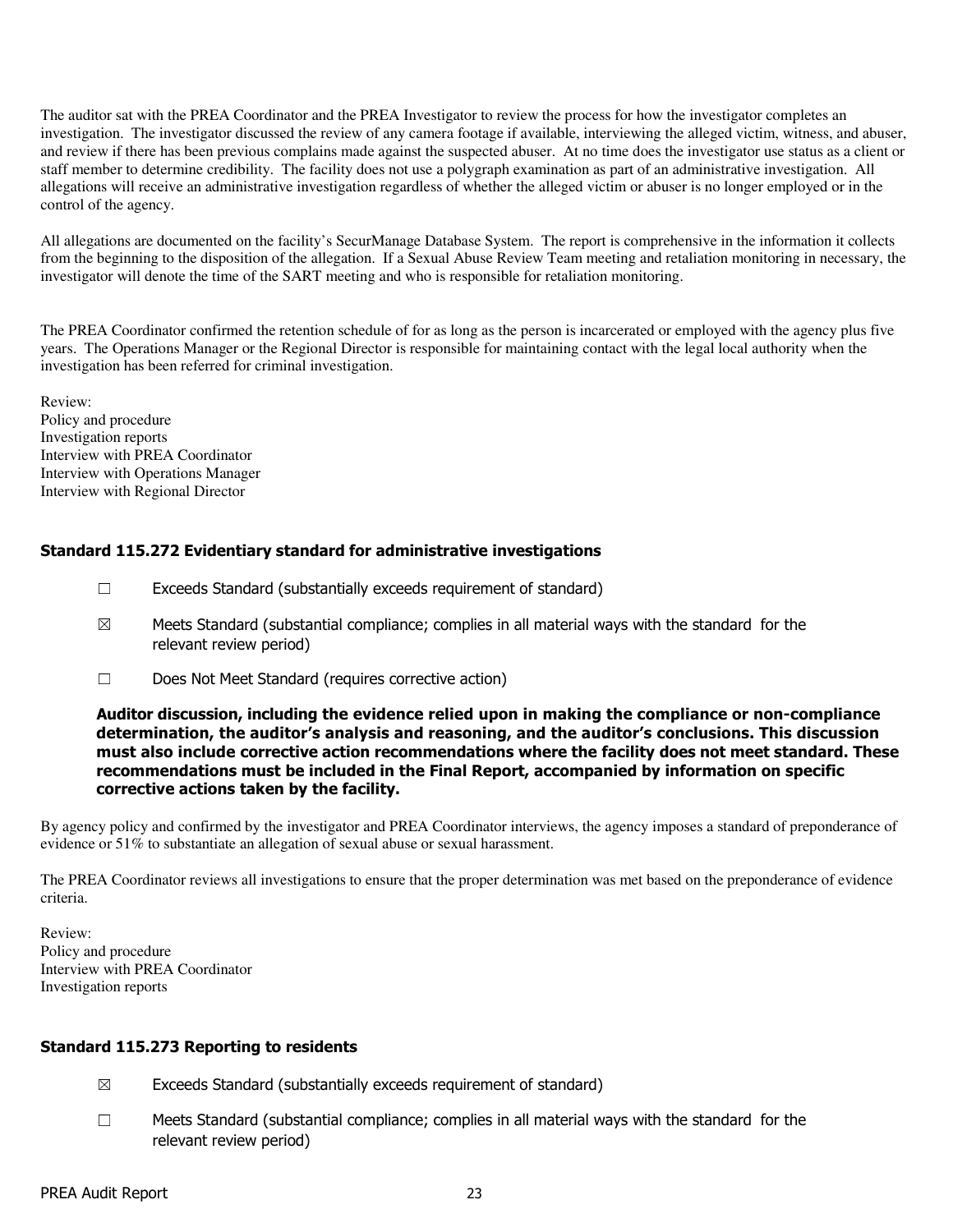The auditor sat with the PREA Coordinator and the PREA Investigator to review the process for how the investigator completes an investigation. The investigator discussed the review of any camera footage if available, interviewing the alleged victim, witness, and abuser, and review if there has been previous complains made against the suspected abuser. At no time does the investigator use status as a client or staff member to determine credibility. The facility does not use a polygraph examination as part of an administrative investigation. All allegations will receive an administrative investigation regardless of whether the alleged victim or abuser is no longer employed or in the control of the agency.

All allegations are documented on the facility's SecurManage Database System. The report is comprehensive in the information it collects from the beginning to the disposition of the allegation. If a Sexual Abuse Review Team meeting and retaliation monitoring in necessary, the investigator will denote the time of the SART meeting and who is responsible for retaliation monitoring.

The PREA Coordinator confirmed the retention schedule of for as long as the person is incarcerated or employed with the agency plus five years. The Operations Manager or the Regional Director is responsible for maintaining contact with the legal local authority when the investigation has been referred for criminal investigation.

Review:
Policy and procedure
Investigation reports
Interview with PREA Coordinator
Interview with Operations Manager
Interview with Regional Director

### Standard 115.272 Evidentiary standard for administrative investigations

☐ Exceeds Standard (substantially exceeds requirement of standard)

☒ Meets Standard (substantial compliance; complies in all material ways with the standard for the relevant review period)

☐ Does Not Meet Standard (requires corrective action)

**Auditor discussion, including the evidence relied upon in making the compliance or non-compliance determination, the auditor's analysis and reasoning, and the auditor's conclusions. This discussion must also include corrective action recommendations where the facility does not meet standard. These recommendations must be included in the Final Report, accompanied by information on specific corrective actions taken by the facility.**

By agency policy and confirmed by the investigator and PREA Coordinator interviews, the agency imposes a standard of preponderance of evidence or 51% to substantiate an allegation of sexual abuse or sexual harassment.

The PREA Coordinator reviews all investigations to ensure that the proper determination was met based on the preponderance of evidence criteria.

Review:
Policy and procedure
Interview with PREA Coordinator
Investigation reports

### Standard 115.273 Reporting to residents

☒ Exceeds Standard (substantially exceeds requirement of standard)

☐ Meets Standard (substantial compliance; complies in all material ways with the standard for the relevant review period)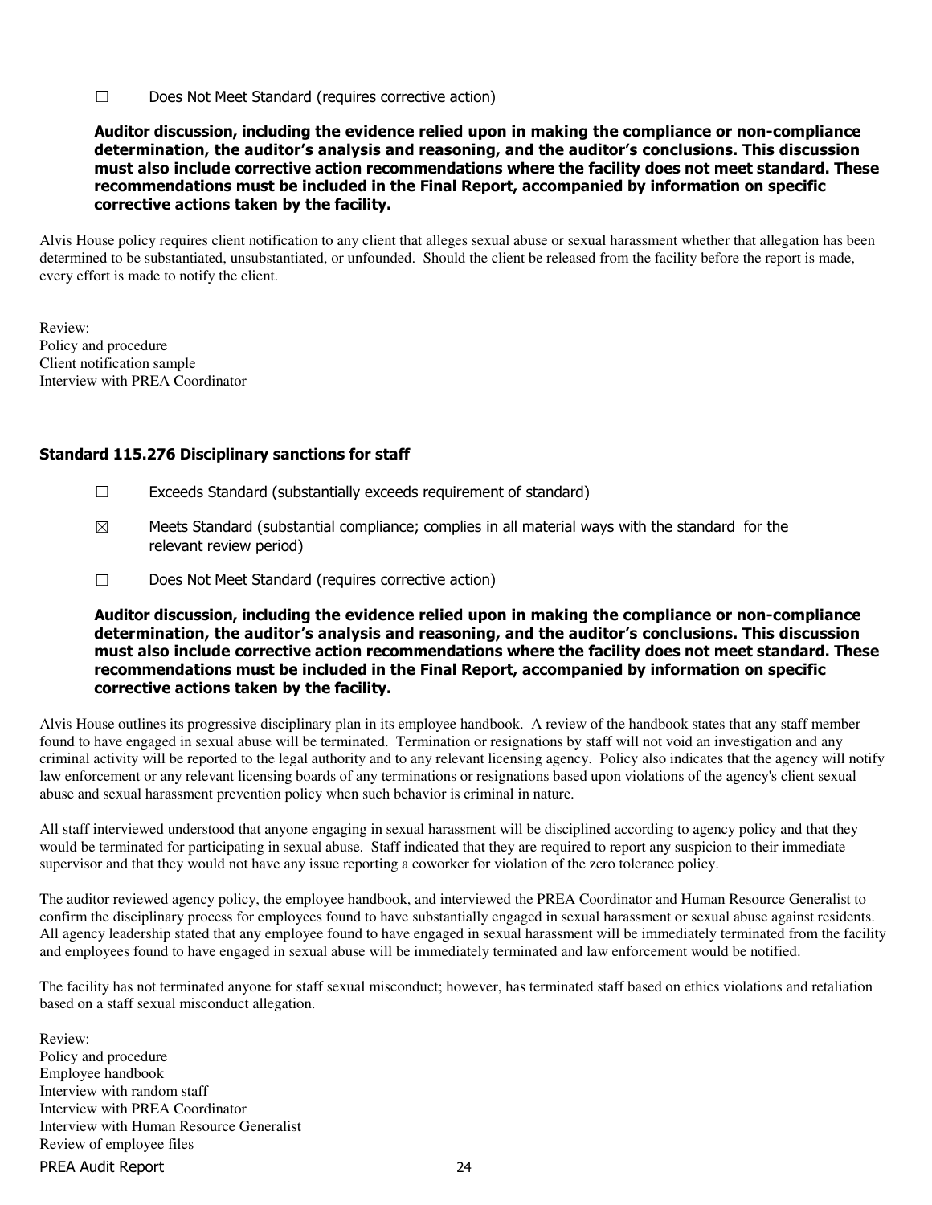☐ Does Not Meet Standard (requires corrective action)

**Auditor discussion, including the evidence relied upon in making the compliance or non-compliance determination, the auditor's analysis and reasoning, and the auditor's conclusions. This discussion must also include corrective action recommendations where the facility does not meet standard. These recommendations must be included in the Final Report, accompanied by information on specific corrective actions taken by the facility.**

Alvis House policy requires client notification to any client that alleges sexual abuse or sexual harassment whether that allegation has been determined to be substantiated, unsubstantiated, or unfounded. Should the client be released from the facility before the report is made, every effort is made to notify the client.

Review:
Policy and procedure
Client notification sample
Interview with PREA Coordinator

### Standard 115.276 Disciplinary sanctions for staff

☐ Exceeds Standard (substantially exceeds requirement of standard)

☒ Meets Standard (substantial compliance; complies in all material ways with the standard for the relevant review period)

☐ Does Not Meet Standard (requires corrective action)

**Auditor discussion, including the evidence relied upon in making the compliance or non-compliance determination, the auditor's analysis and reasoning, and the auditor's conclusions. This discussion must also include corrective action recommendations where the facility does not meet standard. These recommendations must be included in the Final Report, accompanied by information on specific corrective actions taken by the facility.**

Alvis House outlines its progressive disciplinary plan in its employee handbook. A review of the handbook states that any staff member found to have engaged in sexual abuse will be terminated. Termination or resignations by staff will not void an investigation and any criminal activity will be reported to the legal authority and to any relevant licensing agency. Policy also indicates that the agency will notify law enforcement or any relevant licensing boards of any terminations or resignations based upon violations of the agency's client sexual abuse and sexual harassment prevention policy when such behavior is criminal in nature.

All staff interviewed understood that anyone engaging in sexual harassment will be disciplined according to agency policy and that they would be terminated for participating in sexual abuse. Staff indicated that they are required to report any suspicion to their immediate supervisor and that they would not have any issue reporting a coworker for violation of the zero tolerance policy.

The auditor reviewed agency policy, the employee handbook, and interviewed the PREA Coordinator and Human Resource Generalist to confirm the disciplinary process for employees found to have substantially engaged in sexual harassment or sexual abuse against residents. All agency leadership stated that any employee found to have engaged in sexual harassment will be immediately terminated from the facility and employees found to have engaged in sexual abuse will be immediately terminated and law enforcement would be notified.

The facility has not terminated anyone for staff sexual misconduct; however, has terminated staff based on ethics violations and retaliation based on a staff sexual misconduct allegation.

Review:
Policy and procedure
Employee handbook
Interview with random staff
Interview with PREA Coordinator
Interview with Human Resource Generalist
Review of employee files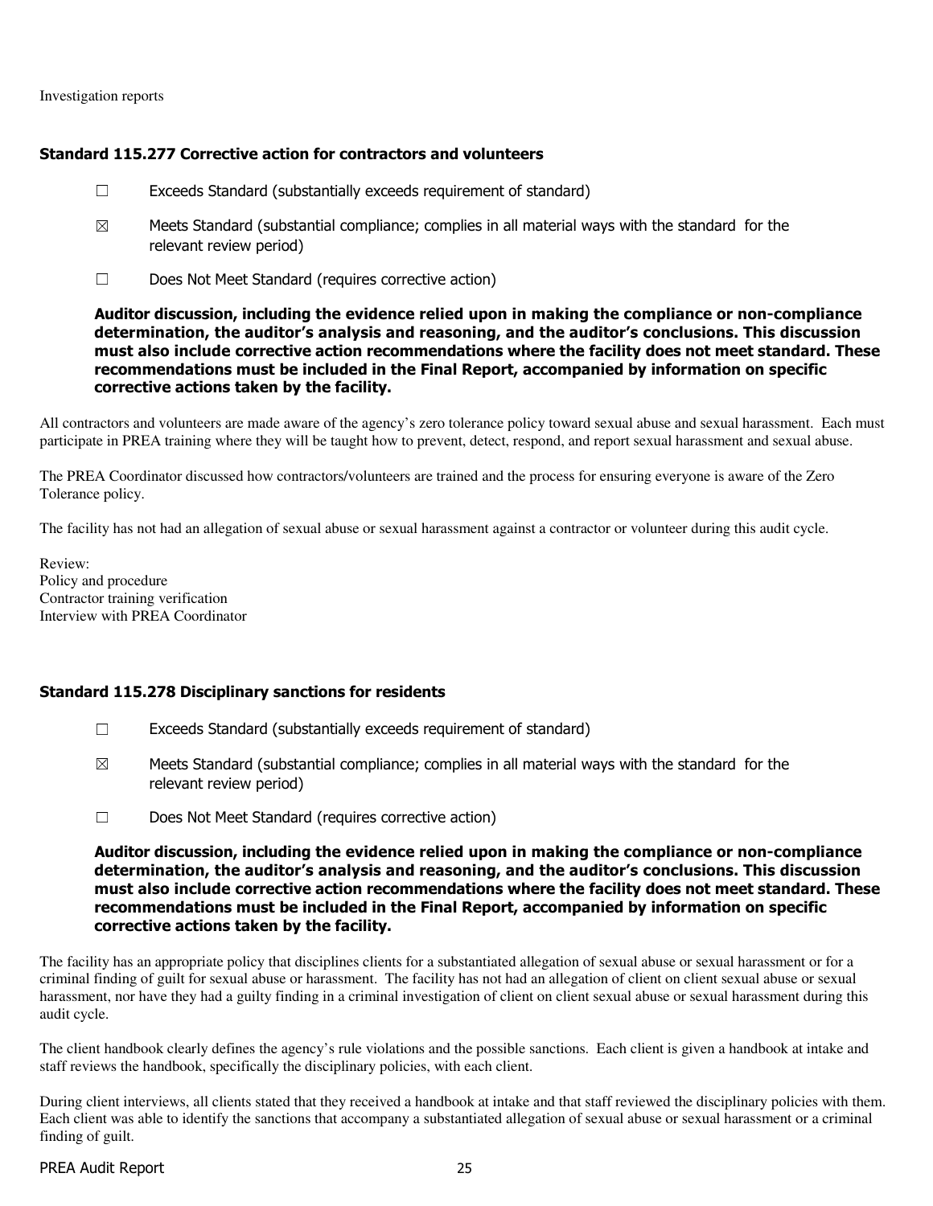Investigation reports

### Standard 115.277 Corrective action for contractors and volunteers

☐ Exceeds Standard (substantially exceeds requirement of standard)

☒ Meets Standard (substantial compliance; complies in all material ways with the standard for the relevant review period)

☐ Does Not Meet Standard (requires corrective action)

**Auditor discussion, including the evidence relied upon in making the compliance or non-compliance determination, the auditor's analysis and reasoning, and the auditor's conclusions. This discussion must also include corrective action recommendations where the facility does not meet standard. These recommendations must be included in the Final Report, accompanied by information on specific corrective actions taken by the facility.**

All contractors and volunteers are made aware of the agency's zero tolerance policy toward sexual abuse and sexual harassment. Each must participate in PREA training where they will be taught how to prevent, detect, respond, and report sexual harassment and sexual abuse.

The PREA Coordinator discussed how contractors/volunteers are trained and the process for ensuring everyone is aware of the Zero Tolerance policy.

The facility has not had an allegation of sexual abuse or sexual harassment against a contractor or volunteer during this audit cycle.

Review:
Policy and procedure
Contractor training verification
Interview with PREA Coordinator

### Standard 115.278 Disciplinary sanctions for residents

☐ Exceeds Standard (substantially exceeds requirement of standard)

☒ Meets Standard (substantial compliance; complies in all material ways with the standard for the relevant review period)

☐ Does Not Meet Standard (requires corrective action)

**Auditor discussion, including the evidence relied upon in making the compliance or non-compliance determination, the auditor's analysis and reasoning, and the auditor's conclusions. This discussion must also include corrective action recommendations where the facility does not meet standard. These recommendations must be included in the Final Report, accompanied by information on specific corrective actions taken by the facility.**

The facility has an appropriate policy that disciplines clients for a substantiated allegation of sexual abuse or sexual harassment or for a criminal finding of guilt for sexual abuse or harassment. The facility has not had an allegation of client on client sexual abuse or sexual harassment, nor have they had a guilty finding in a criminal investigation of client on client sexual abuse or sexual harassment during this audit cycle.

The client handbook clearly defines the agency's rule violations and the possible sanctions. Each client is given a handbook at intake and staff reviews the handbook, specifically the disciplinary policies, with each client.

During client interviews, all clients stated that they received a handbook at intake and that staff reviewed the disciplinary policies with them. Each client was able to identify the sanctions that accompany a substantiated allegation of sexual abuse or sexual harassment or a criminal finding of guilt.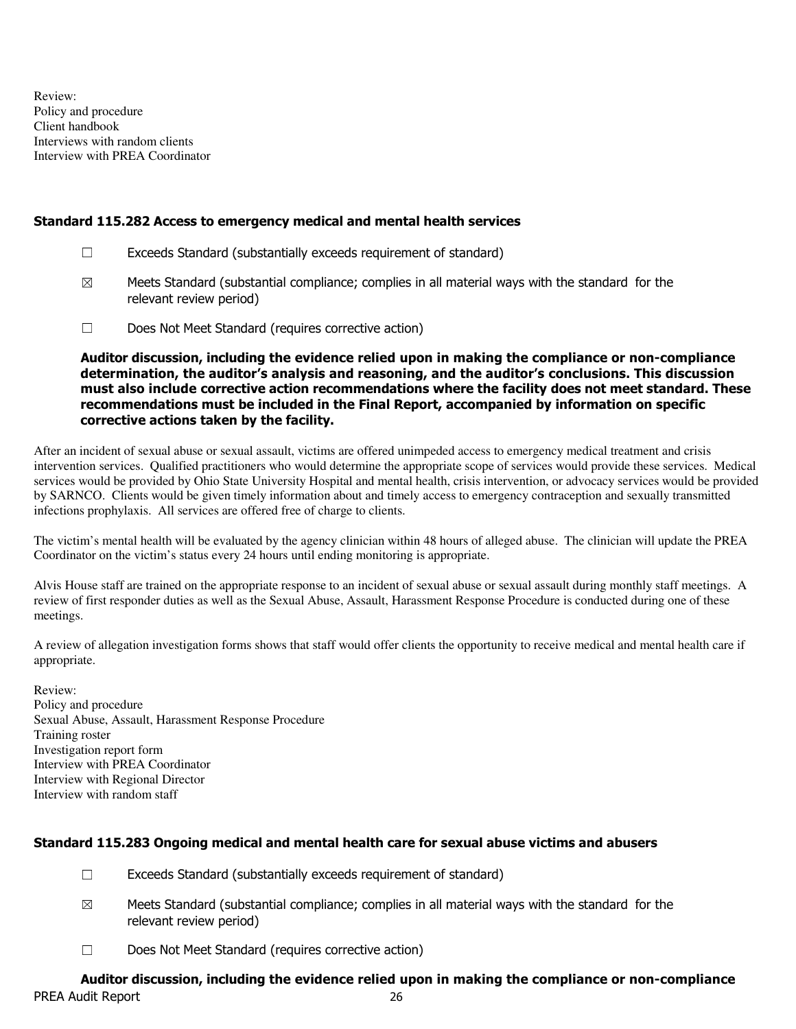Review:
Policy and procedure
Client handbook
Interviews with random clients
Interview with PREA Coordinator

### Standard 115.282 Access to emergency medical and mental health services

☐ Exceeds Standard (substantially exceeds requirement of standard)

☒ Meets Standard (substantial compliance; complies in all material ways with the standard for the relevant review period)

☐ Does Not Meet Standard (requires corrective action)

**Auditor discussion, including the evidence relied upon in making the compliance or non-compliance determination, the auditor's analysis and reasoning, and the auditor's conclusions. This discussion must also include corrective action recommendations where the facility does not meet standard. These recommendations must be included in the Final Report, accompanied by information on specific corrective actions taken by the facility.**

After an incident of sexual abuse or sexual assault, victims are offered unimpeded access to emergency medical treatment and crisis intervention services. Qualified practitioners who would determine the appropriate scope of services would provide these services. Medical services would be provided by Ohio State University Hospital and mental health, crisis intervention, or advocacy services would be provided by SARNCO. Clients would be given timely information about and timely access to emergency contraception and sexually transmitted infections prophylaxis. All services are offered free of charge to clients.

The victim's mental health will be evaluated by the agency clinician within 48 hours of alleged abuse. The clinician will update the PREA Coordinator on the victim's status every 24 hours until ending monitoring is appropriate.

Alvis House staff are trained on the appropriate response to an incident of sexual abuse or sexual assault during monthly staff meetings. A review of first responder duties as well as the Sexual Abuse, Assault, Harassment Response Procedure is conducted during one of these meetings.

A review of allegation investigation forms shows that staff would offer clients the opportunity to receive medical and mental health care if appropriate.

Review:
Policy and procedure
Sexual Abuse, Assault, Harassment Response Procedure
Training roster
Investigation report form
Interview with PREA Coordinator
Interview with Regional Director
Interview with random staff

### Standard 115.283 Ongoing medical and mental health care for sexual abuse victims and abusers

☐ Exceeds Standard (substantially exceeds requirement of standard)

☒ Meets Standard (substantial compliance; complies in all material ways with the standard for the relevant review period)

☐ Does Not Meet Standard (requires corrective action)

**Auditor discussion, including the evidence relied upon in making the compliance or non-compliance**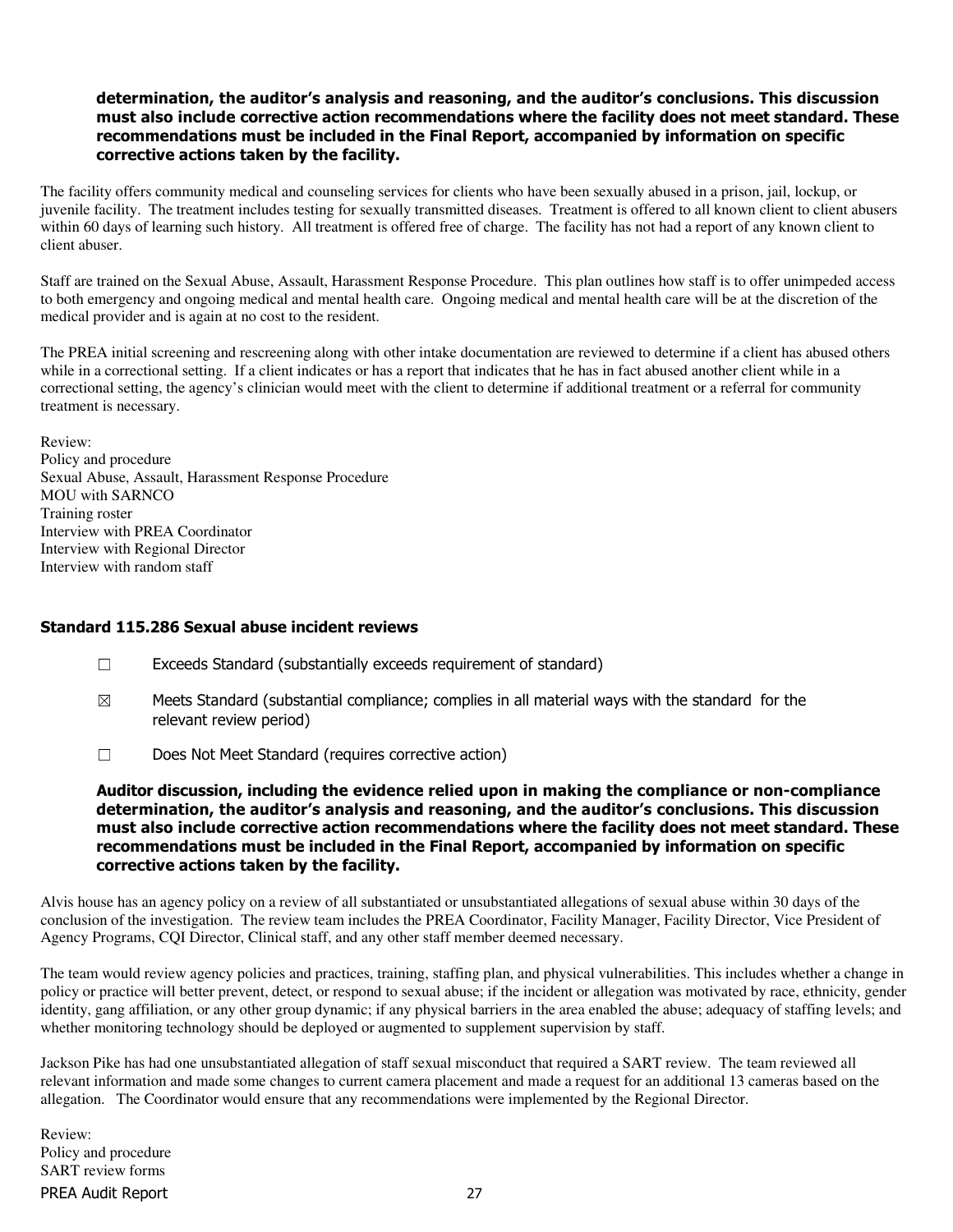**determination, the auditor's analysis and reasoning, and the auditor's conclusions. This discussion must also include corrective action recommendations where the facility does not meet standard. These recommendations must be included in the Final Report, accompanied by information on specific corrective actions taken by the facility.**

The facility offers community medical and counseling services for clients who have been sexually abused in a prison, jail, lockup, or juvenile facility. The treatment includes testing for sexually transmitted diseases. Treatment is offered to all known client to client abusers within 60 days of learning such history. All treatment is offered free of charge. The facility has not had a report of any known client to client abuser.

Staff are trained on the Sexual Abuse, Assault, Harassment Response Procedure. This plan outlines how staff is to offer unimpeded access to both emergency and ongoing medical and mental health care. Ongoing medical and mental health care will be at the discretion of the medical provider and is again at no cost to the resident.

The PREA initial screening and rescreening along with other intake documentation are reviewed to determine if a client has abused others while in a correctional setting. If a client indicates or has a report that indicates that he has in fact abused another client while in a correctional setting, the agency's clinician would meet with the client to determine if additional treatment or a referral for community treatment is necessary.

Review:
Policy and procedure
Sexual Abuse, Assault, Harassment Response Procedure
MOU with SARNCO
Training roster
Interview with PREA Coordinator
Interview with Regional Director
Interview with random staff

### Standard 115.286 Sexual abuse incident reviews

☐ Exceeds Standard (substantially exceeds requirement of standard)

☒ Meets Standard (substantial compliance; complies in all material ways with the standard for the relevant review period)

☐ Does Not Meet Standard (requires corrective action)

**Auditor discussion, including the evidence relied upon in making the compliance or non-compliance determination, the auditor's analysis and reasoning, and the auditor's conclusions. This discussion must also include corrective action recommendations where the facility does not meet standard. These recommendations must be included in the Final Report, accompanied by information on specific corrective actions taken by the facility.**

Alvis house has an agency policy on a review of all substantiated or unsubstantiated allegations of sexual abuse within 30 days of the conclusion of the investigation. The review team includes the PREA Coordinator, Facility Manager, Facility Director, Vice President of Agency Programs, CQI Director, Clinical staff, and any other staff member deemed necessary.

The team would review agency policies and practices, training, staffing plan, and physical vulnerabilities. This includes whether a change in policy or practice will better prevent, detect, or respond to sexual abuse; if the incident or allegation was motivated by race, ethnicity, gender identity, gang affiliation, or any other group dynamic; if any physical barriers in the area enabled the abuse; adequacy of staffing levels; and whether monitoring technology should be deployed or augmented to supplement supervision by staff.

Jackson Pike has had one unsubstantiated allegation of staff sexual misconduct that required a SART review. The team reviewed all relevant information and made some changes to current camera placement and made a request for an additional 13 cameras based on the allegation. The Coordinator would ensure that any recommendations were implemented by the Regional Director.

Review:
Policy and procedure
SART review forms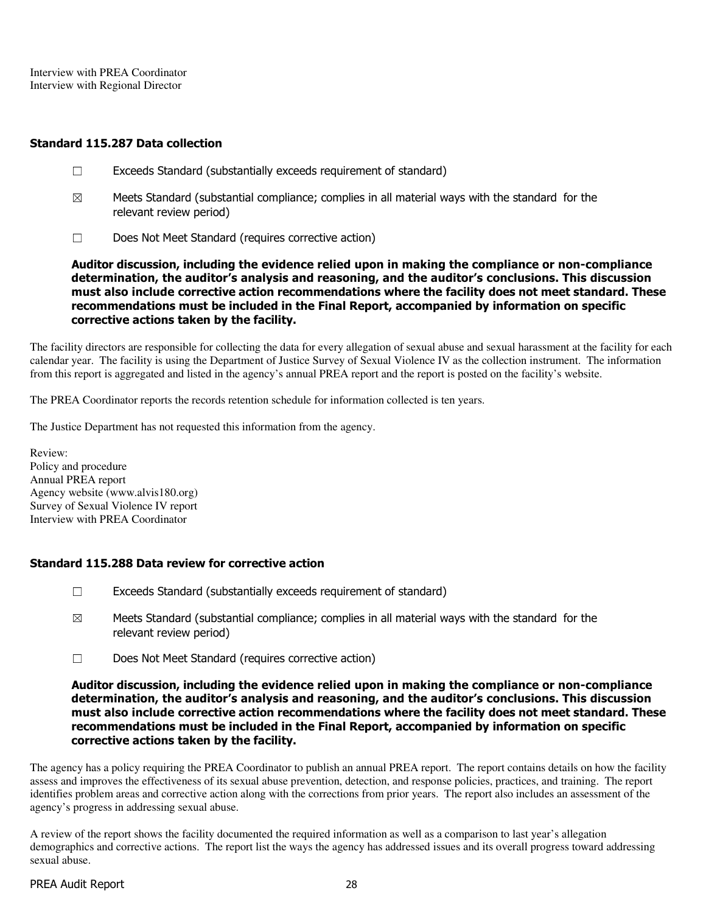Interview with PREA Coordinator
Interview with Regional Director

### Standard 115.287 Data collection

☐ Exceeds Standard (substantially exceeds requirement of standard)

☒ Meets Standard (substantial compliance; complies in all material ways with the standard for the relevant review period)

☐ Does Not Meet Standard (requires corrective action)

**Auditor discussion, including the evidence relied upon in making the compliance or non-compliance determination, the auditor's analysis and reasoning, and the auditor's conclusions. This discussion must also include corrective action recommendations where the facility does not meet standard. These recommendations must be included in the Final Report, accompanied by information on specific corrective actions taken by the facility.**

The facility directors are responsible for collecting the data for every allegation of sexual abuse and sexual harassment at the facility for each calendar year. The facility is using the Department of Justice Survey of Sexual Violence IV as the collection instrument. The information from this report is aggregated and listed in the agency's annual PREA report and the report is posted on the facility's website.

The PREA Coordinator reports the records retention schedule for information collected is ten years.

The Justice Department has not requested this information from the agency.

Review:
Policy and procedure
Annual PREA report
Agency website (www.alvis180.org)
Survey of Sexual Violence IV report
Interview with PREA Coordinator

### Standard 115.288 Data review for corrective action

☐ Exceeds Standard (substantially exceeds requirement of standard)

☒ Meets Standard (substantial compliance; complies in all material ways with the standard for the relevant review period)

☐ Does Not Meet Standard (requires corrective action)

**Auditor discussion, including the evidence relied upon in making the compliance or non-compliance determination, the auditor's analysis and reasoning, and the auditor's conclusions. This discussion must also include corrective action recommendations where the facility does not meet standard. These recommendations must be included in the Final Report, accompanied by information on specific corrective actions taken by the facility.**

The agency has a policy requiring the PREA Coordinator to publish an annual PREA report. The report contains details on how the facility assess and improves the effectiveness of its sexual abuse prevention, detection, and response policies, practices, and training. The report identifies problem areas and corrective action along with the corrections from prior years. The report also includes an assessment of the agency's progress in addressing sexual abuse.

A review of the report shows the facility documented the required information as well as a comparison to last year's allegation demographics and corrective actions. The report list the ways the agency has addressed issues and its overall progress toward addressing sexual abuse.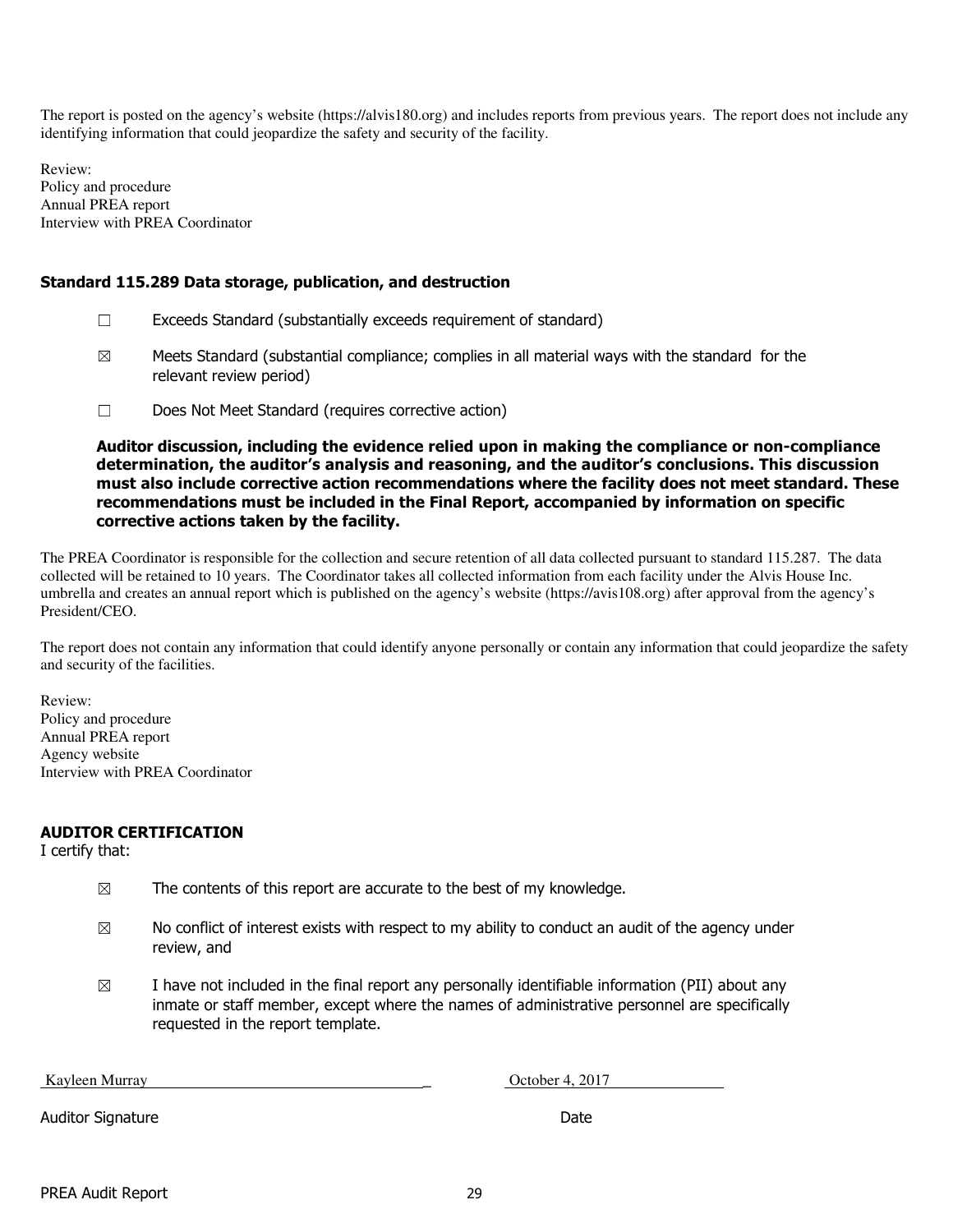The report is posted on the agency's website (https://alvis180.org) and includes reports from previous years. The report does not include any identifying information that could jeopardize the safety and security of the facility.

Review:
Policy and procedure
Annual PREA report
Interview with PREA Coordinator

### Standard 115.289 Data storage, publication, and destruction

☐ Exceeds Standard (substantially exceeds requirement of standard)

☒ Meets Standard (substantial compliance; complies in all material ways with the standard for the relevant review period)

☐ Does Not Meet Standard (requires corrective action)

**Auditor discussion, including the evidence relied upon in making the compliance or non-compliance determination, the auditor's analysis and reasoning, and the auditor's conclusions. This discussion must also include corrective action recommendations where the facility does not meet standard. These recommendations must be included in the Final Report, accompanied by information on specific corrective actions taken by the facility.**

The PREA Coordinator is responsible for the collection and secure retention of all data collected pursuant to standard 115.287. The data collected will be retained to 10 years. The Coordinator takes all collected information from each facility under the Alvis House Inc. umbrella and creates an annual report which is published on the agency's website (https://avis108.org) after approval from the agency's President/CEO.

The report does not contain any information that could identify anyone personally or contain any information that could jeopardize the safety and security of the facilities.

Review:
Policy and procedure
Annual PREA report
Agency website
Interview with PREA Coordinator

### AUDITOR CERTIFICATION

I certify that:

☒ The contents of this report are accurate to the best of my knowledge.

☒ No conflict of interest exists with respect to my ability to conduct an audit of the agency under review, and

☒ I have not included in the final report any personally identifiable information (PII) about any inmate or staff member, except where the names of administrative personnel are specifically requested in the report template.

Kayleen Murray — October 4, 2017

Auditor Signature — Date